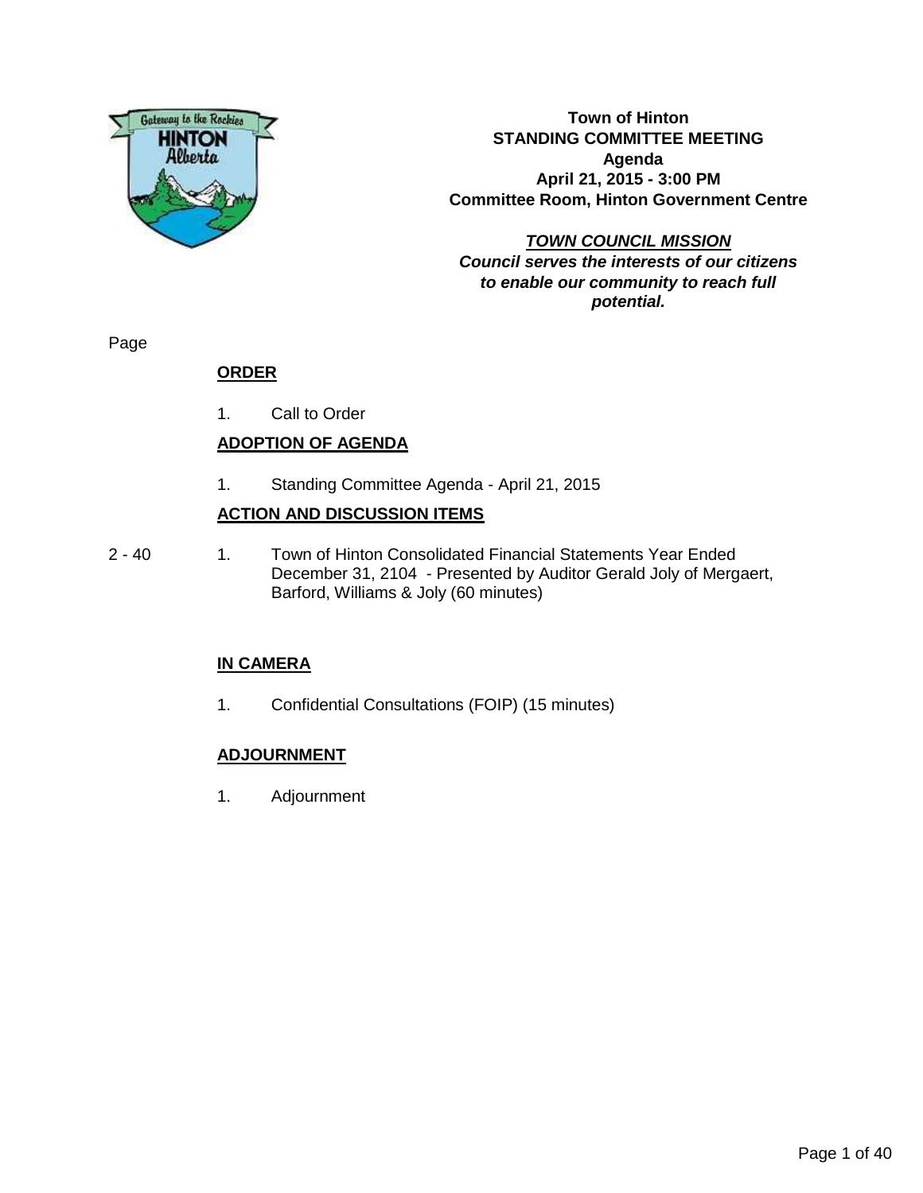# Town of Hinton
## STANDING COMMITTEE MEETING
### Agenda
**April 21, 2015 - 3:00 PM**
**Committee Room, Hinton Government Centre**

***TOWN COUNCIL MISSION***
***Council serves the interests of our citizens to enable our community to reach full potential.***

Page

**ORDER**

1. Call to Order

**ADOPTION OF AGENDA**

1. Standing Committee Agenda - April 21, 2015

**ACTION AND DISCUSSION ITEMS**

2 - 40 1. Town of Hinton Consolidated Financial Statements Year Ended December 31, 2104 - Presented by Auditor Gerald Joly of Mergaert, Barford, Williams & Joly (60 minutes)

**IN CAMERA**

1. Confidential Consultations (FOIP) (15 minutes)

**ADJOURNMENT**

1. Adjournment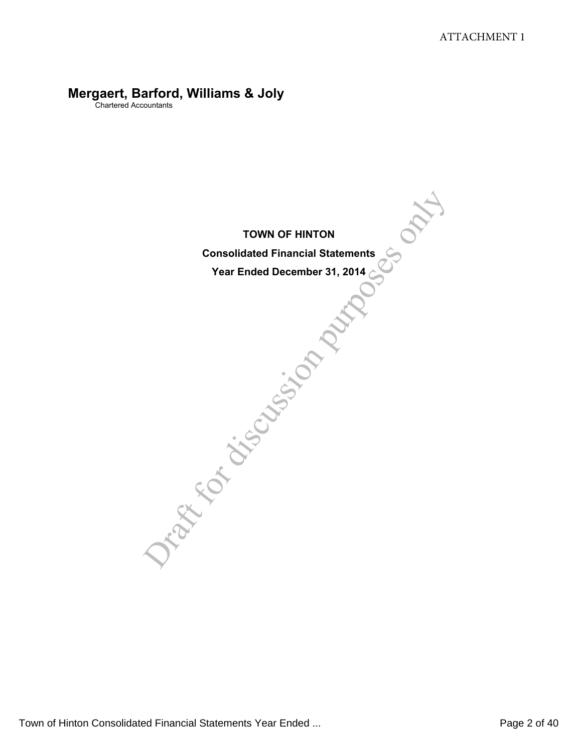ATTACHMENT 1

**Mergaert, Barford, Williams & Joly**
Chartered Accountants

# TOWN OF HINTON

## Consolidated Financial Statements

## Year Ended December 31, 2014

Draft for discussion purposes only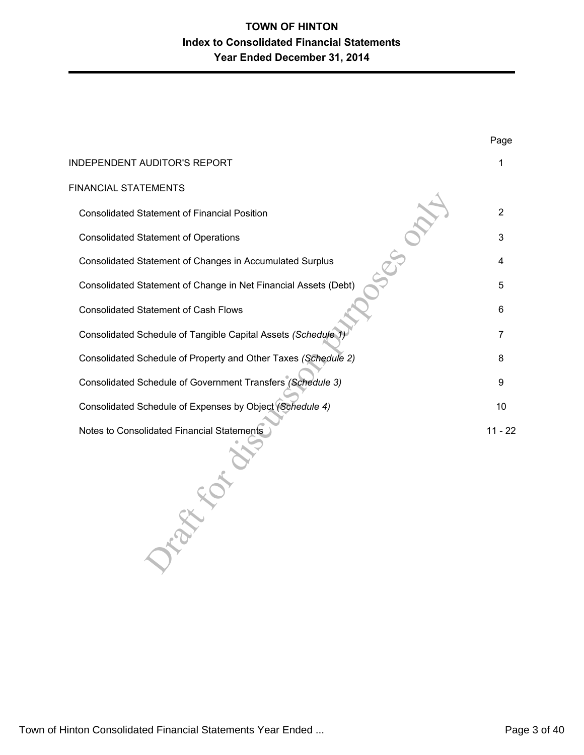# TOWN OF HINTON
## Index to Consolidated Financial Statements
### Year Ended December 31, 2014

| | Page |
|---|---|
| INDEPENDENT AUDITOR'S REPORT | 1 |
| FINANCIAL STATEMENTS | |
| Consolidated Statement of Financial Position | 2 |
| Consolidated Statement of Operations | 3 |
| Consolidated Statement of Changes in Accumulated Surplus | 4 |
| Consolidated Statement of Change in Net Financial Assets (Debt) | 5 |
| Consolidated Statement of Cash Flows | 6 |
| Consolidated Schedule of Tangible Capital Assets *(Schedule 1)* | 7 |
| Consolidated Schedule of Property and Other Taxes *(Schedule 2)* | 8 |
| Consolidated Schedule of Government Transfers *(Schedule 3)* | 9 |
| Consolidated Schedule of Expenses by Object *(Schedule 4)* | 10 |
| Notes to Consolidated Financial Statements | 11 - 22 |

Draft for discussion purposes only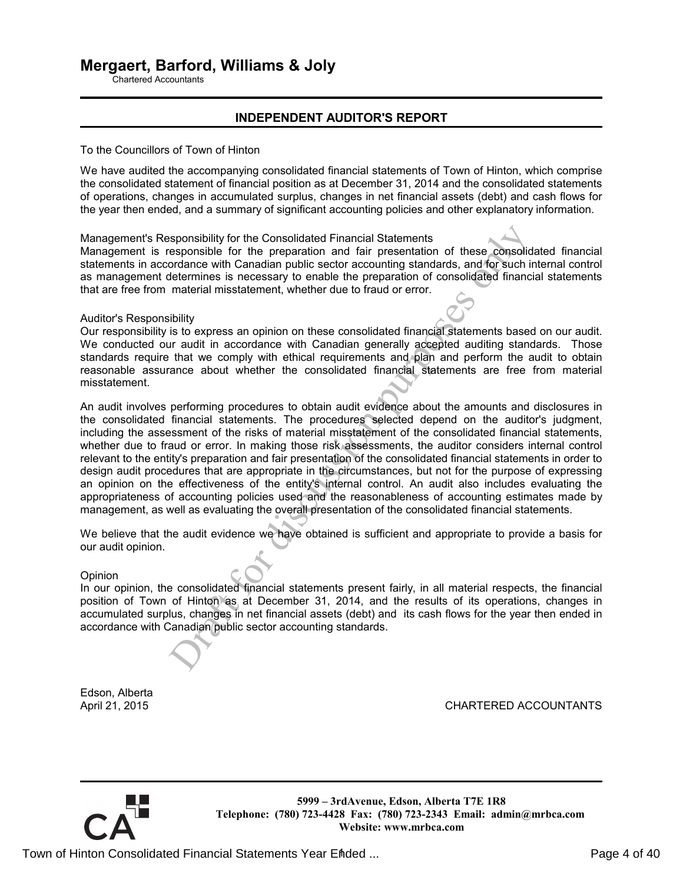# Mergaert, Barford, Williams & Joly

Chartered Accountants

## INDEPENDENT AUDITOR'S REPORT

To the Councillors of Town of Hinton

We have audited the accompanying consolidated financial statements of Town of Hinton, which comprise the consolidated statement of financial position as at December 31, 2014 and the consolidated statements of operations, changes in accumulated surplus, changes in net financial assets (debt) and cash flows for the year then ended, and a summary of significant accounting policies and other explanatory information.

Management's Responsibility for the Consolidated Financial Statements

Management is responsible for the preparation and fair presentation of these consolidated financial statements in accordance with Canadian public sector accounting standards, and for such internal control as management determines is necessary to enable the preparation of consolidated financial statements that are free from material misstatement, whether due to fraud or error.

Auditor's Responsibility

Our responsibility is to express an opinion on these consolidated financial statements based on our audit. We conducted our audit in accordance with Canadian generally accepted auditing standards. Those standards require that we comply with ethical requirements and plan and perform the audit to obtain reasonable assurance about whether the consolidated financial statements are free from material misstatement.

An audit involves performing procedures to obtain audit evidence about the amounts and disclosures in the consolidated financial statements. The procedures selected depend on the auditor's judgment, including the assessment of the risks of material misstatement of the consolidated financial statements, whether due to fraud or error. In making those risk assessments, the auditor considers internal control relevant to the entity's preparation and fair presentation of the consolidated financial statements in order to design audit procedures that are appropriate in the circumstances, but not for the purpose of expressing an opinion on the effectiveness of the entity's internal control. An audit also includes evaluating the appropriateness of accounting policies used and the reasonableness of accounting estimates made by management, as well as evaluating the overall presentation of the consolidated financial statements.

We believe that the audit evidence we have obtained is sufficient and appropriate to provide a basis for our audit opinion.

Opinion

In our opinion, the consolidated financial statements present fairly, in all material respects, the financial position of Town of Hinton as at December 31, 2014, and the results of its operations, changes in accumulated surplus, changes in net financial assets (debt) and its cash flows for the year then ended in accordance with Canadian public sector accounting standards.

Edson, Alberta
April 21, 2015

CHARTERED ACCOUNTANTS

Draft for discussion purposes only

**5999 – 3rdAvenue, Edson, Alberta T7E 1R8**
**Telephone: (780) 723-4428 Fax: (780) 723-2343 Email: admin@mrbca.com**
**Website: www.mrbca.com**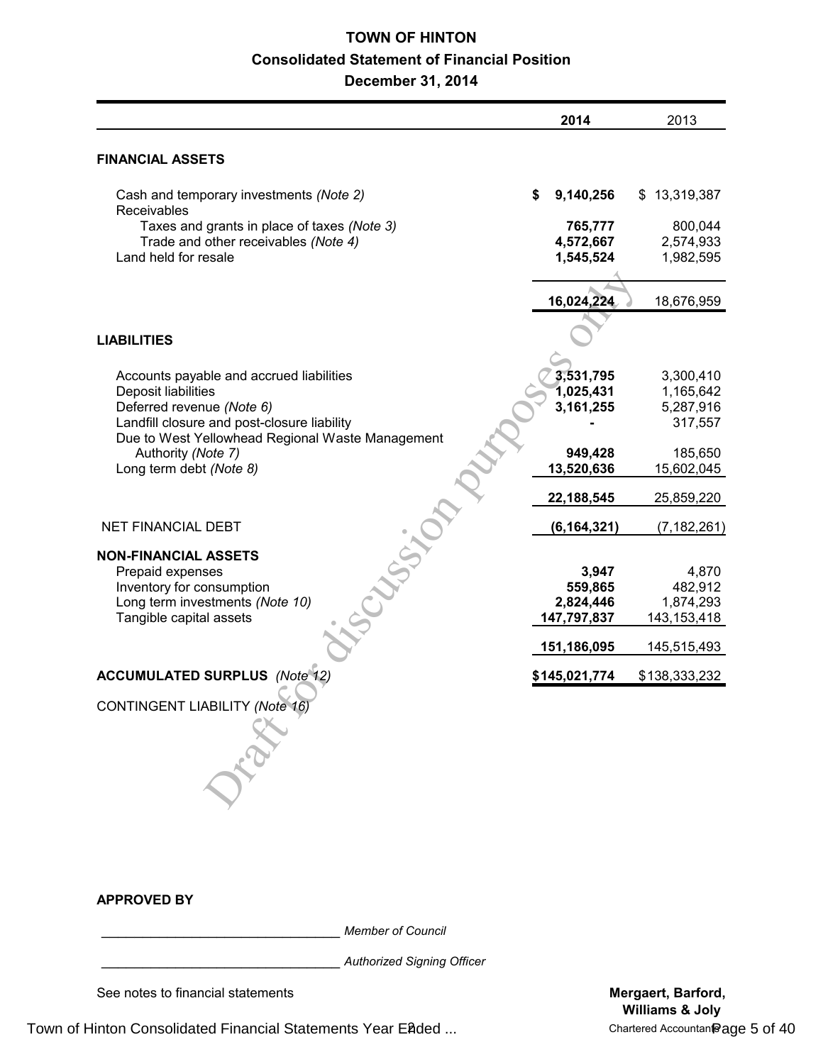# TOWN OF HINTON

## Consolidated Statement of Financial Position

### December 31, 2014

| | 2014 | 2013 |
|---|---|---|
| **FINANCIAL ASSETS** | | |
| Cash and temporary investments *(Note 2)* | **$ 9,140,256** | $ 13,319,387 |
| Receivables | | |
| Taxes and grants in place of taxes *(Note 3)* | **765,777** | 800,044 |
| Trade and other receivables *(Note 4)* | **4,572,667** | 2,574,933 |
| Land held for resale | **1,545,524** | 1,982,595 |
| | **16,024,224** | 18,676,959 |
| **LIABILITIES** | | |
| Accounts payable and accrued liabilities | **3,531,795** | 3,300,410 |
| Deposit liabilities | **1,025,431** | 1,165,642 |
| Deferred revenue *(Note 6)* | **3,161,255** | 5,287,916 |
| Landfill closure and post-closure liability | **-** | 317,557 |
| Due to West Yellowhead Regional Waste Management Authority *(Note 7)* | **949,428** | 185,650 |
| Long term debt *(Note 8)* | **13,520,636** | 15,602,045 |
| | **22,188,545** | 25,859,220 |
| NET FINANCIAL DEBT | **(6,164,321)** | (7,182,261) |
| **NON-FINANCIAL ASSETS** | | |
| Prepaid expenses | **3,947** | 4,870 |
| Inventory for consumption | **559,865** | 482,912 |
| Long term investments *(Note 10)* | **2,824,446** | 1,874,293 |
| Tangible capital assets | **147,797,837** | 143,153,418 |
| | **151,186,095** | 145,515,493 |
| **ACCUMULATED SURPLUS** *(Note 12)* | **$145,021,774** | $138,333,232 |

CONTINGENT LIABILITY *(Note 16)*

Draft for discussion purposes only

**APPROVED BY**

________________________________ *Member of Council*

________________________________ *Authorized Signing Officer*

See notes to financial statements

**Mergaert, Barford, Williams & Joly**
Chartered Accountants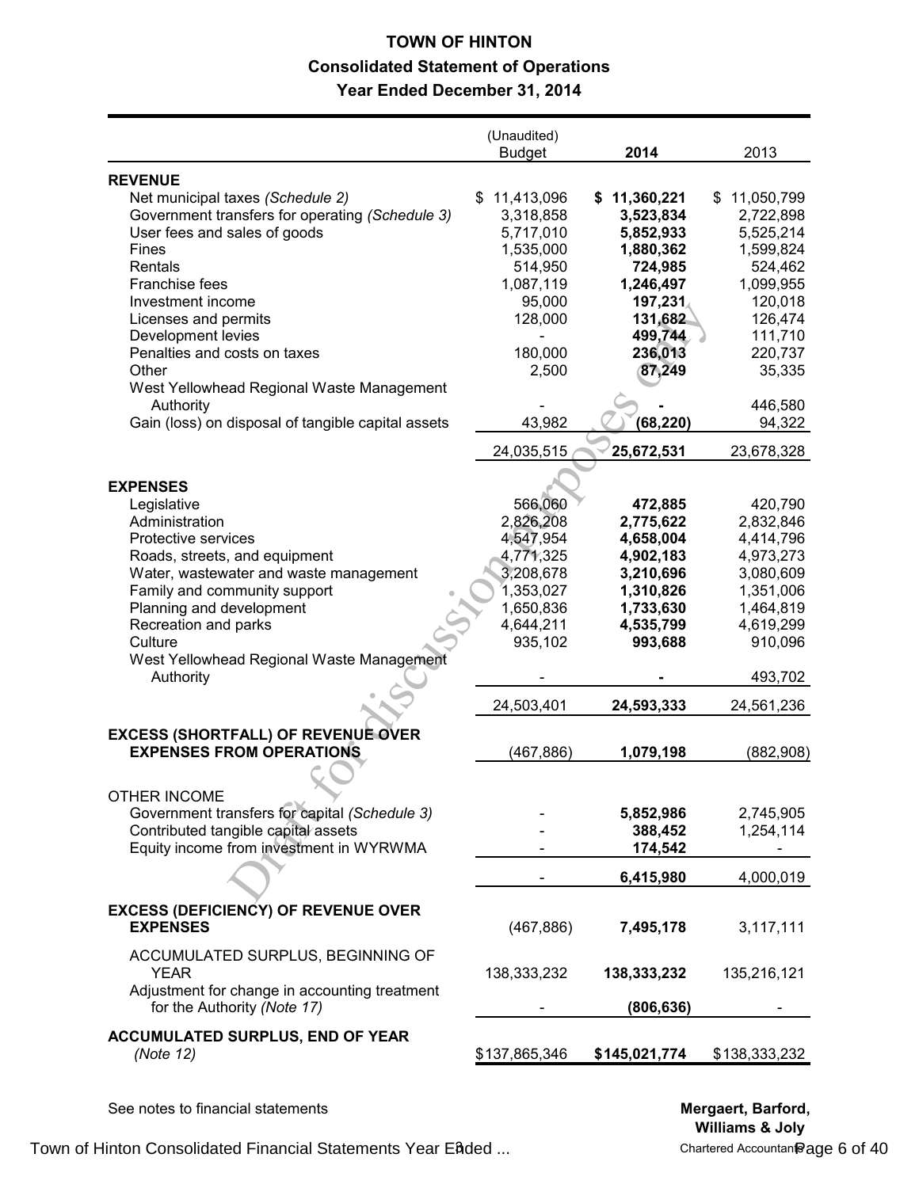# TOWN OF HINTON

## Consolidated Statement of Operations

### Year Ended December 31, 2014

| | (Unaudited) Budget | **2014** | 2013 |
|---|---|---|---|
| **REVENUE** | | | |
| Net municipal taxes *(Schedule 2)* | $ 11,413,096 | **$ 11,360,221** | $ 11,050,799 |
| Government transfers for operating *(Schedule 3)* | 3,318,858 | **3,523,834** | 2,722,898 |
| User fees and sales of goods | 5,717,010 | **5,852,933** | 5,525,214 |
| Fines | 1,535,000 | **1,880,362** | 1,599,824 |
| Rentals | 514,950 | **724,985** | 524,462 |
| Franchise fees | 1,087,119 | **1,246,497** | 1,099,955 |
| Investment income | 95,000 | **197,231** | 120,018 |
| Licenses and permits | 128,000 | **131,682** | 126,474 |
| Development levies | - | **499,744** | 111,710 |
| Penalties and costs on taxes | 180,000 | **236,013** | 220,737 |
| Other | 2,500 | **87,249** | 35,335 |
| West Yellowhead Regional Waste Management Authority | - | **-** | 446,580 |
| Gain (loss) on disposal of tangible capital assets | 43,982 | **(68,220)** | 94,322 |
| | 24,035,515 | **25,672,531** | 23,678,328 |
| **EXPENSES** | | | |
| Legislative | 566,060 | **472,885** | 420,790 |
| Administration | 2,826,208 | **2,775,622** | 2,832,846 |
| Protective services | 4,547,954 | **4,658,004** | 4,414,796 |
| Roads, streets, and equipment | 4,771,325 | **4,902,183** | 4,973,273 |
| Water, wastewater and waste management | 3,208,678 | **3,210,696** | 3,080,609 |
| Family and community support | 1,353,027 | **1,310,826** | 1,351,006 |
| Planning and development | 1,650,836 | **1,733,630** | 1,464,819 |
| Recreation and parks | 4,644,211 | **4,535,799** | 4,619,299 |
| Culture | 935,102 | **993,688** | 910,096 |
| West Yellowhead Regional Waste Management Authority | - | **-** | 493,702 |
| | 24,503,401 | **24,593,333** | 24,561,236 |
| **EXCESS (SHORTFALL) OF REVENUE OVER EXPENSES FROM OPERATIONS** | (467,886) | **1,079,198** | (882,908) |
| OTHER INCOME | | | |
| Government transfers for capital *(Schedule 3)* | - | **5,852,986** | 2,745,905 |
| Contributed tangible capital assets | - | **388,452** | 1,254,114 |
| Equity income from investment in WYRWMA | - | **174,542** | - |
| | - | **6,415,980** | 4,000,019 |
| **EXCESS (DEFICIENCY) OF REVENUE OVER EXPENSES** | (467,886) | **7,495,178** | 3,117,111 |
| ACCUMULATED SURPLUS, BEGINNING OF YEAR | 138,333,232 | **138,333,232** | 135,216,121 |
| Adjustment for change in accounting treatment for the Authority *(Note 17)* | - | **(806,636)** | - |
| **ACCUMULATED SURPLUS, END OF YEAR** *(Note 12)* | $137,865,346 | **$145,021,774** | $138,333,232 |

See notes to financial statements

**Mergaert, Barford, Williams & Joly**
Chartered Accountants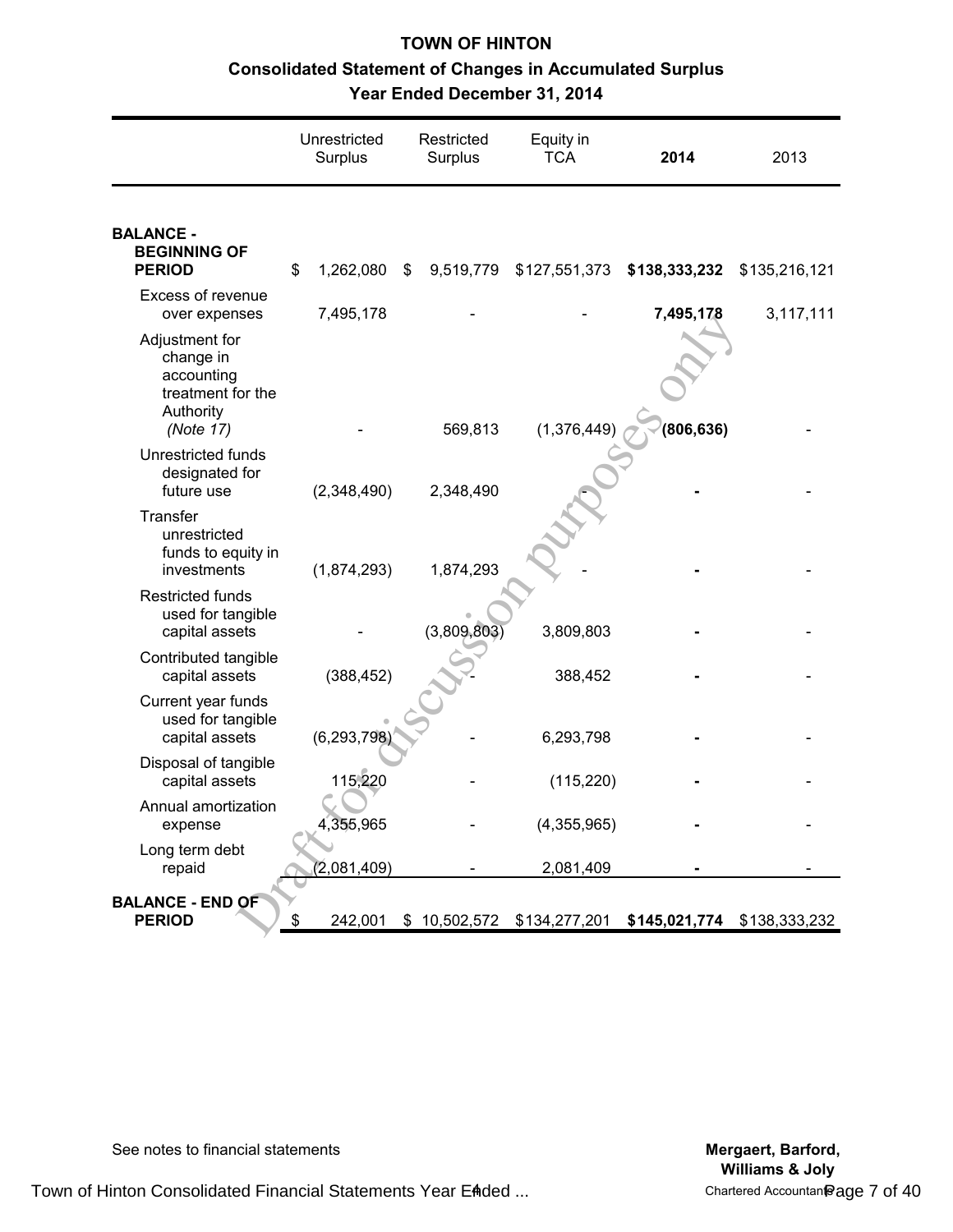# TOWN OF HINTON

## Consolidated Statement of Changes in Accumulated Surplus

### Year Ended December 31, 2014

| | Unrestricted Surplus | Restricted Surplus | Equity in TCA | **2014** | 2013 |
|---|---|---|---|---|---|
| **BALANCE - BEGINNING OF PERIOD** | $ 1,262,080 | $ 9,519,779 | $127,551,373 | **$138,333,232** | $135,216,121 |
| Excess of revenue over expenses | 7,495,178 | - | - | **7,495,178** | 3,117,111 |
| Adjustment for change in accounting treatment for the Authority *(Note 17)* | - | 569,813 | (1,376,449) | **(806,636)** | - |
| Unrestricted funds designated for future use | (2,348,490) | 2,348,490 | - | **-** | - |
| Transfer unrestricted funds to equity in investments | (1,874,293) | 1,874,293 | - | **-** | - |
| Restricted funds used for tangible capital assets | - | (3,809,803) | 3,809,803 | **-** | - |
| Contributed tangible capital assets | (388,452) | - | 388,452 | **-** | - |
| Current year funds used for tangible capital assets | (6,293,798) | - | 6,293,798 | **-** | - |
| Disposal of tangible capital assets | 115,220 | - | (115,220) | **-** | - |
| Annual amortization expense | 4,355,965 | - | (4,355,965) | **-** | - |
| Long term debt repaid | (2,081,409) | - | 2,081,409 | **-** | - |
| **BALANCE - END OF PERIOD** | $ 242,001 | $ 10,502,572 | $134,277,201 | **$145,021,774** | $138,333,232 |

See notes to financial statements

**Mergaert, Barford, Williams & Joly**
Chartered Accountants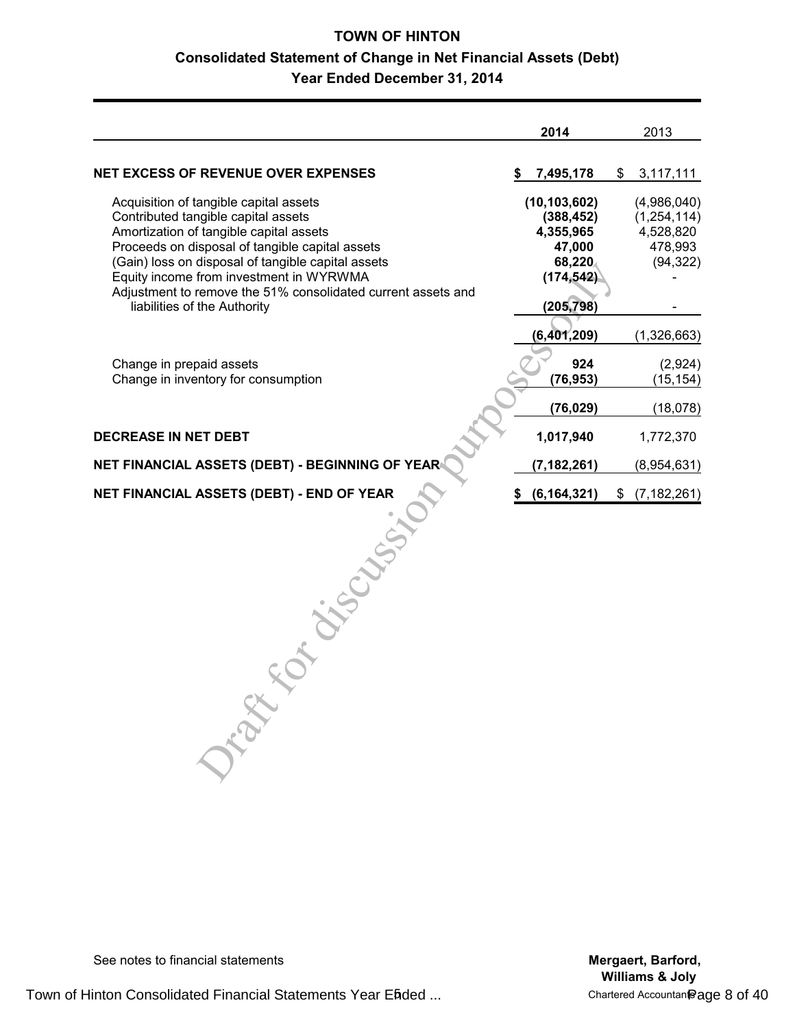# TOWN OF HINTON

## Consolidated Statement of Change in Net Financial Assets (Debt)

### Year Ended December 31, 2014

| | 2014 | 2013 |
|---|---|---|
| **NET EXCESS OF REVENUE OVER EXPENSES** | **$ 7,495,178** | $ 3,117,111 |
| Acquisition of tangible capital assets | **(10,103,602)** | (4,986,040) |
| Contributed tangible capital assets | **(388,452)** | (1,254,114) |
| Amortization of tangible capital assets | **4,355,965** | 4,528,820 |
| Proceeds on disposal of tangible capital assets | **47,000** | 478,993 |
| (Gain) loss on disposal of tangible capital assets | **68,220** | (94,322) |
| Equity income from investment in WYRWMA | **(174,542)** | - |
| Adjustment to remove the 51% consolidated current assets and liabilities of the Authority | **(205,798)** | - |
| | **(6,401,209)** | (1,326,663) |
| Change in prepaid assets | **924** | (2,924) |
| Change in inventory for consumption | **(76,953)** | (15,154) |
| | **(76,029)** | (18,078) |
| **DECREASE IN NET DEBT** | **1,017,940** | 1,772,370 |
| **NET FINANCIAL ASSETS (DEBT) - BEGINNING OF YEAR** | **(7,182,261)** | (8,954,631) |
| **NET FINANCIAL ASSETS (DEBT) - END OF YEAR** | **$ (6,164,321)** | $ (7,182,261) |

Draft for discussion purposes only

See notes to financial statements

**Mergaert, Barford, Williams & Joly**
Chartered Accountants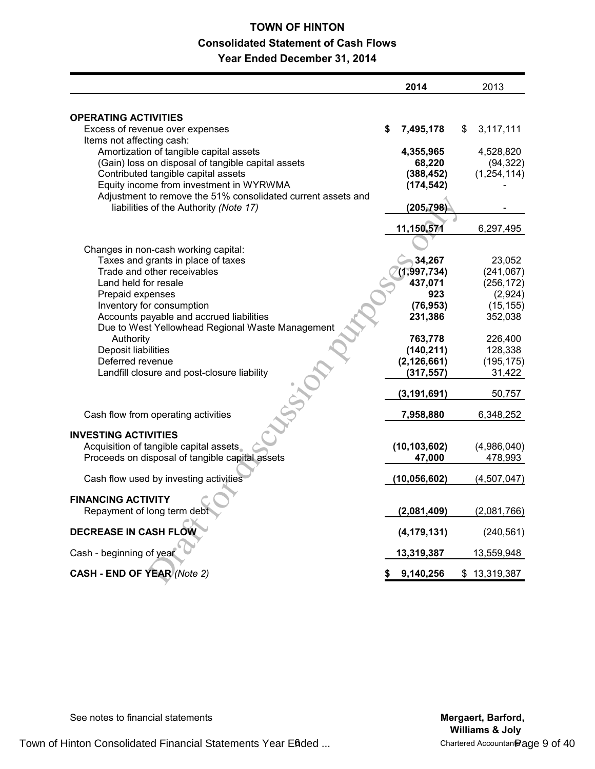# TOWN OF HINTON

## Consolidated Statement of Cash Flows

### Year Ended December 31, 2014

| | 2014 | 2013 |
|---|---|---|
| **OPERATING ACTIVITIES** | | |
| Excess of revenue over expenses | $ 7,495,178 | $ 3,117,111 |
| Items not affecting cash: | | |
| Amortization of tangible capital assets | 4,355,965 | 4,528,820 |
| (Gain) loss on disposal of tangible capital assets | 68,220 | (94,322) |
| Contributed tangible capital assets | (388,452) | (1,254,114) |
| Equity income from investment in WYRWMA | (174,542) | - |
| Adjustment to remove the 51% consolidated current assets and liabilities of the Authority *(Note 17)* | (205,798) | - |
| | 11,150,571 | 6,297,495 |
| Changes in non-cash working capital: | | |
| Taxes and grants in place of taxes | 34,267 | 23,052 |
| Trade and other receivables | (1,997,734) | (241,067) |
| Land held for resale | 437,071 | (256,172) |
| Prepaid expenses | 923 | (2,924) |
| Inventory for consumption | (76,953) | (15,155) |
| Accounts payable and accrued liabilities | 231,386 | 352,038 |
| Due to West Yellowhead Regional Waste Management Authority | 763,778 | 226,400 |
| Deposit liabilities | (140,211) | 128,338 |
| Deferred revenue | (2,126,661) | (195,175) |
| Landfill closure and post-closure liability | (317,557) | 31,422 |
| | (3,191,691) | 50,757 |
| Cash flow from operating activities | 7,958,880 | 6,348,252 |
| **INVESTING ACTIVITIES** | | |
| Acquisition of tangible capital assets | (10,103,602) | (4,986,040) |
| Proceeds on disposal of tangible capital assets | 47,000 | 478,993 |
| Cash flow used by investing activities | (10,056,602) | (4,507,047) |
| **FINANCING ACTIVITY** | | |
| Repayment of long term debt | (2,081,409) | (2,081,766) |
| **DECREASE IN CASH FLOW** | (4,179,131) | (240,561) |
| Cash - beginning of year | 13,319,387 | 13,559,948 |
| **CASH - END OF YEAR** *(Note 2)* | $ 9,140,256 | $ 13,319,387 |

See notes to financial statements

**Mergaert, Barford, Williams & Joly**
Chartered Accountants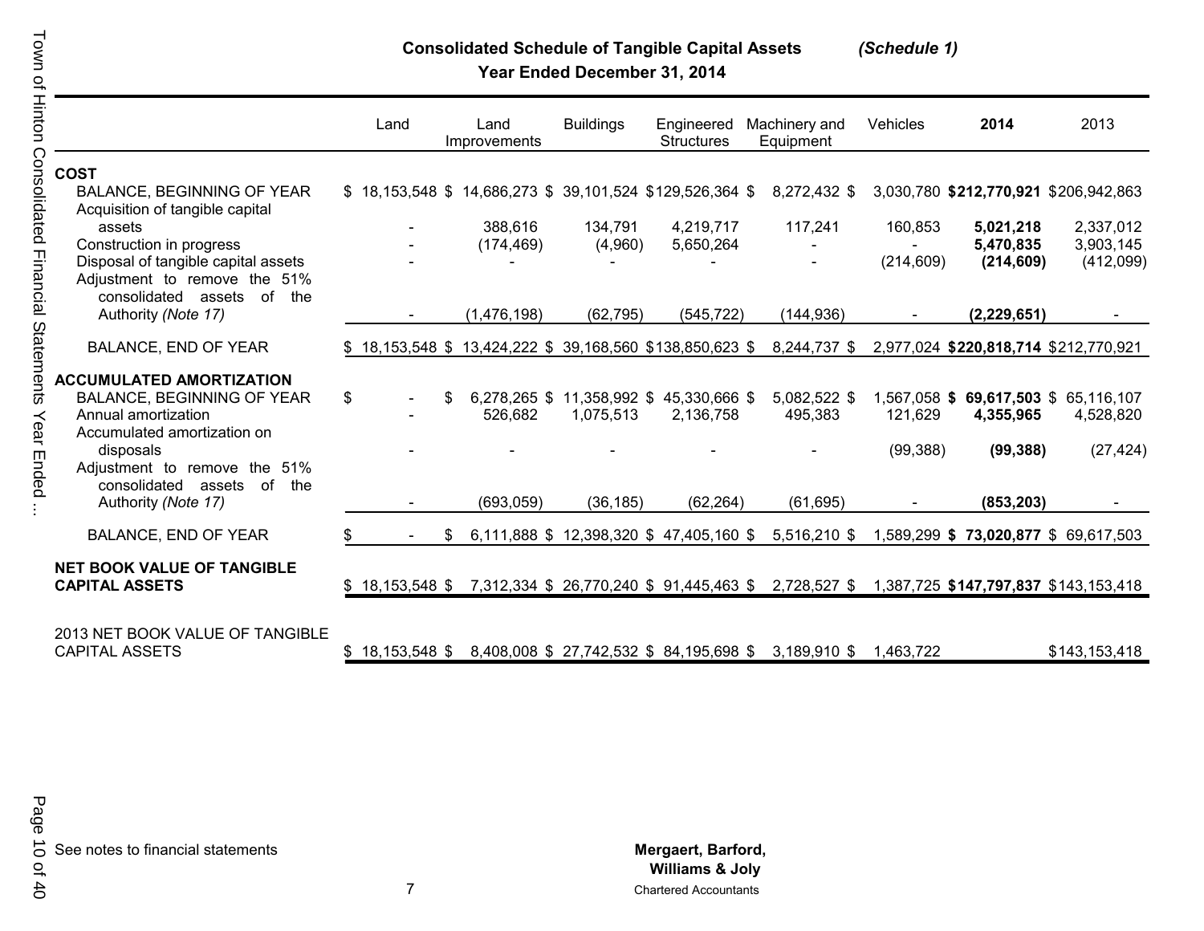# Consolidated Schedule of Tangible Capital Assets *(Schedule 1)*

## Year Ended December 31, 2014

| | Land | Land Improvements | Buildings | Engineered Structures | Machinery and Equipment | Vehicles | **2014** | 2013 |
|---|---|---|---|---|---|---|---|---|
| **COST** | | | | | | | | |
| BALANCE, BEGINNING OF YEAR | $ 18,153,548 | $ 14,686,273 | $ 39,101,524 | $129,526,364 | $ 8,272,432 | $ 3,030,780 | **$212,770,921** | $206,942,863 |
| Acquisition of tangible capital assets | - | 388,616 | 134,791 | 4,219,717 | 117,241 | 160,853 | **5,021,218** | 2,337,012 |
| Construction in progress | - | (174,469) | (4,960) | 5,650,264 | - | - | **5,470,835** | 3,903,145 |
| Disposal of tangible capital assets | - | - | - | - | - | (214,609) | **(214,609)** | (412,099) |
| Adjustment to remove the 51% consolidated assets of the Authority *(Note 17)* | - | (1,476,198) | (62,795) | (545,722) | (144,936) | - | **(2,229,651)** | - |
| BALANCE, END OF YEAR | $ 18,153,548 | $ 13,424,222 | $ 39,168,560 | $138,850,623 | $ 8,244,737 | $ 2,977,024 | **$220,818,714** | $212,770,921 |
| **ACCUMULATED AMORTIZATION** | | | | | | | | |
| BALANCE, BEGINNING OF YEAR | $ - | $ 6,278,265 | $ 11,358,992 | $ 45,330,666 | $ 5,082,522 | $ 1,567,058 | **$ 69,617,503** | $ 65,116,107 |
| Annual amortization | - | 526,682 | 1,075,513 | 2,136,758 | 495,383 | 121,629 | **4,355,965** | 4,528,820 |
| Accumulated amortization on disposals | - | - | - | - | - | (99,388) | **(99,388)** | (27,424) |
| Adjustment to remove the 51% consolidated assets of the Authority *(Note 17)* | - | (693,059) | (36,185) | (62,264) | (61,695) | - | **(853,203)** | - |
| BALANCE, END OF YEAR | $ - | $ 6,111,888 | $ 12,398,320 | $ 47,405,160 | $ 5,516,210 | $ 1,589,299 | **$ 73,020,877** | $ 69,617,503 |
| **NET BOOK VALUE OF TANGIBLE CAPITAL ASSETS** | $ 18,153,548 | $ 7,312,334 | $ 26,770,240 | $ 91,445,463 | $ 2,728,527 | $ 1,387,725 | **$147,797,837** | $143,153,418 |
| 2013 NET BOOK VALUE OF TANGIBLE CAPITAL ASSETS | $ 18,153,548 | $ 8,408,008 | $ 27,742,532 | $ 84,195,698 | $ 3,189,910 | $ 1,463,722 | | $143,153,418 |

See notes to financial statements

**Mergaert, Barford, Williams & Joly**
Chartered Accountants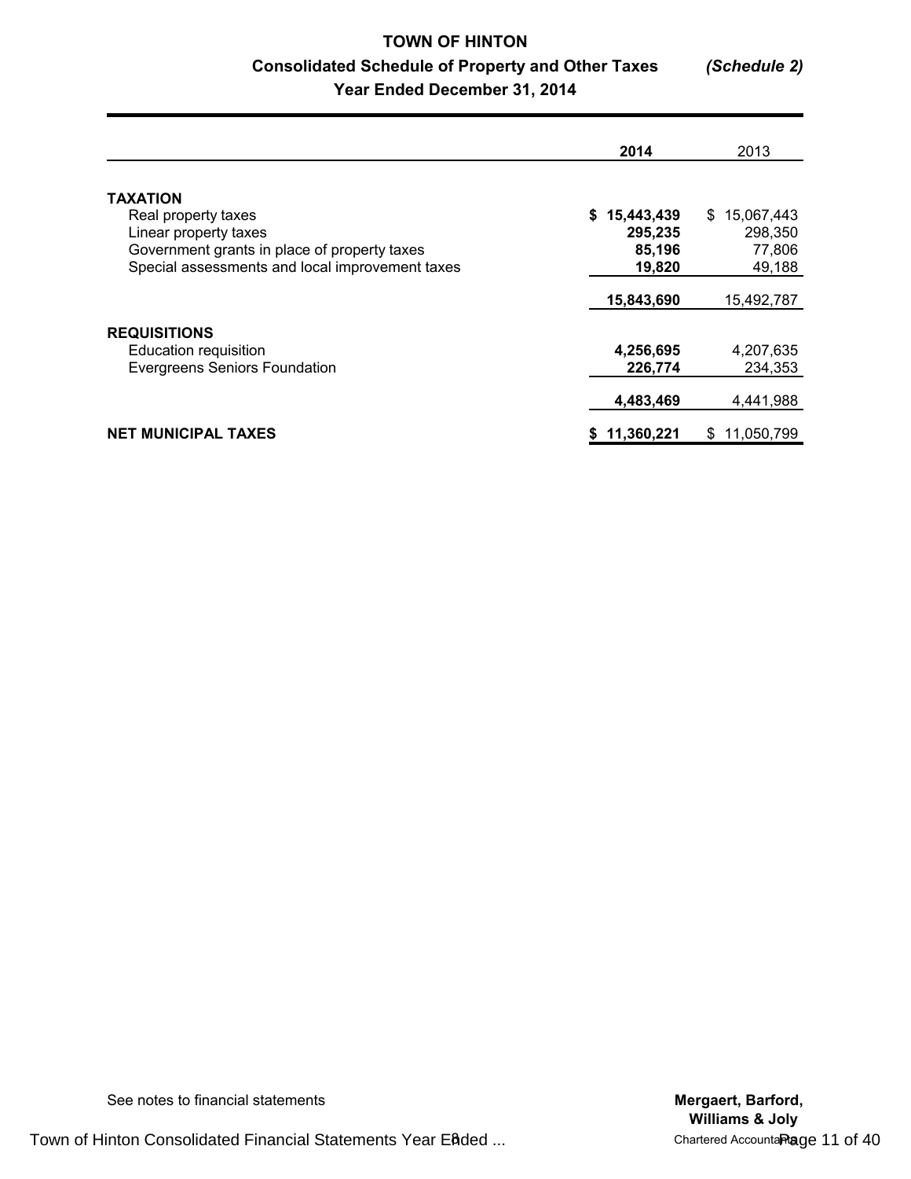# TOWN OF HINTON

## Consolidated Schedule of Property and Other Taxes *(Schedule 2)*

### Year Ended December 31, 2014

| | **2014** | 2013 |
|---|---|---|
| **TAXATION** | | |
| Real property taxes | **$ 15,443,439** | $ 15,067,443 |
| Linear property taxes | **295,235** | 298,350 |
| Government grants in place of property taxes | **85,196** | 77,806 |
| Special assessments and local improvement taxes | **19,820** | 49,188 |
| | **15,843,690** | 15,492,787 |
| **REQUISITIONS** | | |
| Education requisition | **4,256,695** | 4,207,635 |
| Evergreens Seniors Foundation | **226,774** | 234,353 |
| | **4,483,469** | 4,441,988 |
| **NET MUNICIPAL TAXES** | **$ 11,360,221** | $ 11,050,799 |

See notes to financial statements

**Mergaert, Barford, Williams & Joly**
Chartered Accountants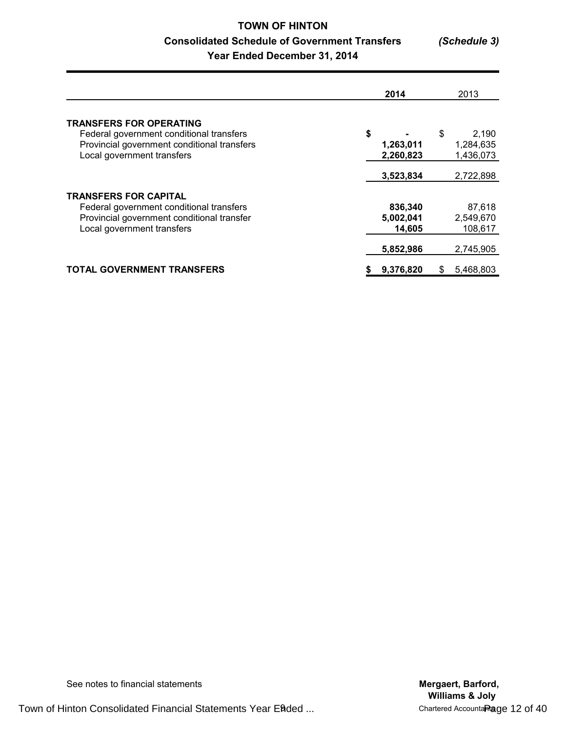# TOWN OF HINTON

## Consolidated Schedule of Government Transfers *(Schedule 3)*

### Year Ended December 31, 2014

| | **2014** | 2013 |
|---|---|---|
| **TRANSFERS FOR OPERATING** | | |
| Federal government conditional transfers | **$ -** | $ 2,190 |
| Provincial government conditional transfers | **1,263,011** | 1,284,635 |
| Local government transfers | **2,260,823** | 1,436,073 |
| | **3,523,834** | 2,722,898 |
| **TRANSFERS FOR CAPITAL** | | |
| Federal government conditional transfers | **836,340** | 87,618 |
| Provincial government conditional transfer | **5,002,041** | 2,549,670 |
| Local government transfers | **14,605** | 108,617 |
| | **5,852,986** | 2,745,905 |
| **TOTAL GOVERNMENT TRANSFERS** | **$ 9,376,820** | $ 5,468,803 |

See notes to financial statements

**Mergaert, Barford, Williams & Joly**
Chartered Accountants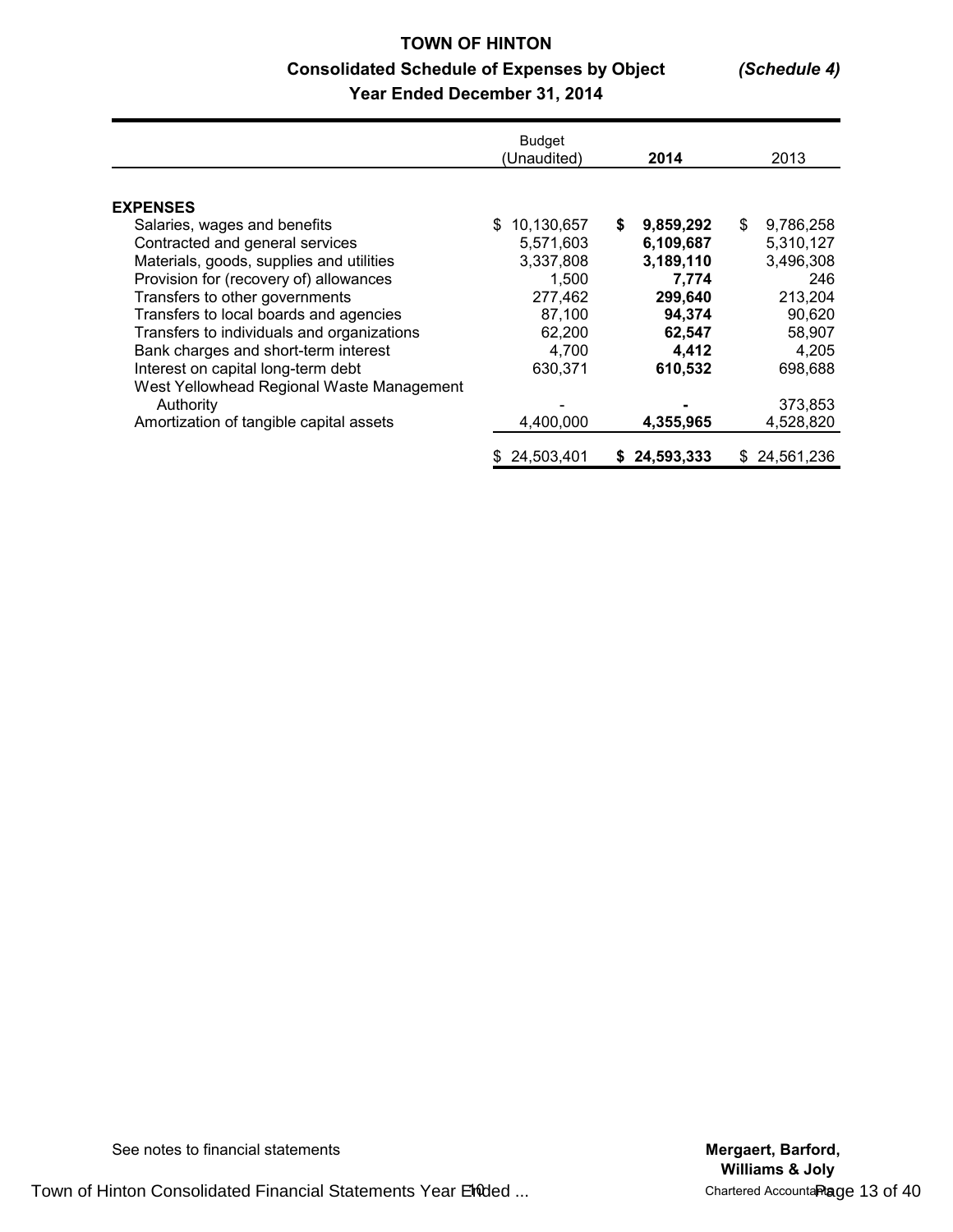# TOWN OF HINTON

## Consolidated Schedule of Expenses by Object *(Schedule 4)*

### Year Ended December 31, 2014

| | Budget (Unaudited) | **2014** | 2013 |
|---|---|---|---|
| **EXPENSES** | | | |
| Salaries, wages and benefits | $ 10,130,657 | **$ 9,859,292** | $ 9,786,258 |
| Contracted and general services | 5,571,603 | **6,109,687** | 5,310,127 |
| Materials, goods, supplies and utilities | 3,337,808 | **3,189,110** | 3,496,308 |
| Provision for (recovery of) allowances | 1,500 | **7,774** | 246 |
| Transfers to other governments | 277,462 | **299,640** | 213,204 |
| Transfers to local boards and agencies | 87,100 | **94,374** | 90,620 |
| Transfers to individuals and organizations | 62,200 | **62,547** | 58,907 |
| Bank charges and short-term interest | 4,700 | **4,412** | 4,205 |
| Interest on capital long-term debt | 630,371 | **610,532** | 698,688 |
| West Yellowhead Regional Waste Management Authority | - | **-** | 373,853 |
| Amortization of tangible capital assets | 4,400,000 | **4,355,965** | 4,528,820 |
| | $ 24,503,401 | **$ 24,593,333** | $ 24,561,236 |

See notes to financial statements

**Mergaert, Barford, Williams & Joly**
Chartered Accountants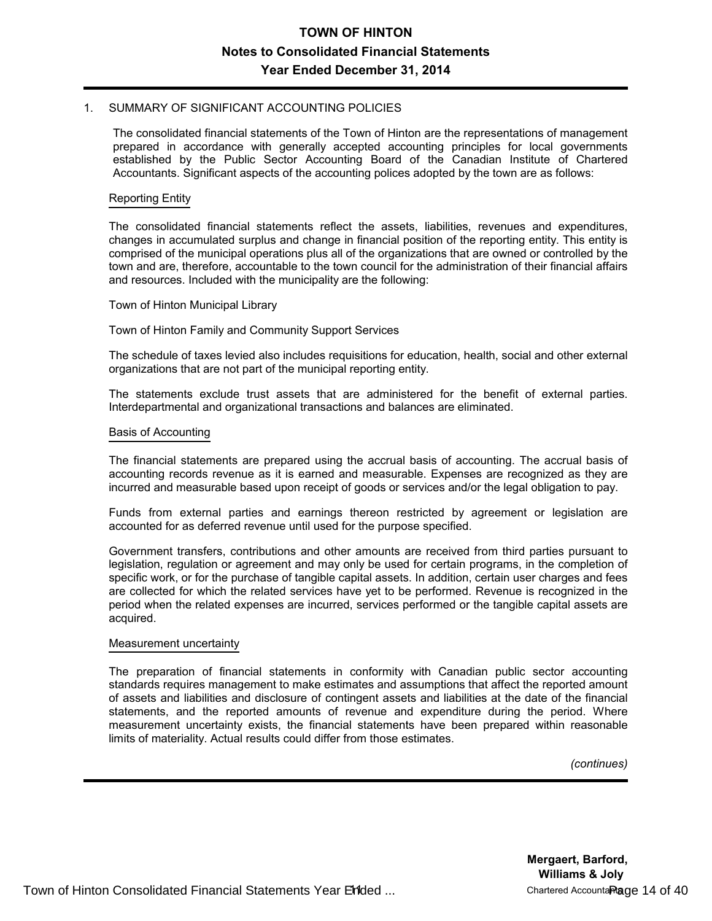# TOWN OF HINTON
## Notes to Consolidated Financial Statements
## Year Ended December 31, 2014

1. SUMMARY OF SIGNIFICANT ACCOUNTING POLICIES

The consolidated financial statements of the Town of Hinton are the representations of management prepared in accordance with generally accepted accounting principles for local governments established by the Public Sector Accounting Board of the Canadian Institute of Chartered Accountants. Significant aspects of the accounting polices adopted by the town are as follows:

### Reporting Entity

The consolidated financial statements reflect the assets, liabilities, revenues and expenditures, changes in accumulated surplus and change in financial position of the reporting entity. This entity is comprised of the municipal operations plus all of the organizations that are owned or controlled by the town and are, therefore, accountable to the town council for the administration of their financial affairs and resources. Included with the municipality are the following:

Town of Hinton Municipal Library

Town of Hinton Family and Community Support Services

The schedule of taxes levied also includes requisitions for education, health, social and other external organizations that are not part of the municipal reporting entity.

The statements exclude trust assets that are administered for the benefit of external parties. Interdepartmental and organizational transactions and balances are eliminated.

### Basis of Accounting

The financial statements are prepared using the accrual basis of accounting. The accrual basis of accounting records revenue as it is earned and measurable. Expenses are recognized as they are incurred and measurable based upon receipt of goods or services and/or the legal obligation to pay.

Funds from external parties and earnings thereon restricted by agreement or legislation are accounted for as deferred revenue until used for the purpose specified.

Government transfers, contributions and other amounts are received from third parties pursuant to legislation, regulation or agreement and may only be used for certain programs, in the completion of specific work, or for the purchase of tangible capital assets. In addition, certain user charges and fees are collected for which the related services have yet to be performed. Revenue is recognized in the period when the related expenses are incurred, services performed or the tangible capital assets are acquired.

### Measurement uncertainty

The preparation of financial statements in conformity with Canadian public sector accounting standards requires management to make estimates and assumptions that affect the reported amount of assets and liabilities and disclosure of contingent assets and liabilities at the date of the financial statements, and the reported amounts of revenue and expenditure during the period. Where measurement uncertainty exists, the financial statements have been prepared within reasonable limits of materiality. Actual results could differ from those estimates.

*(continues)*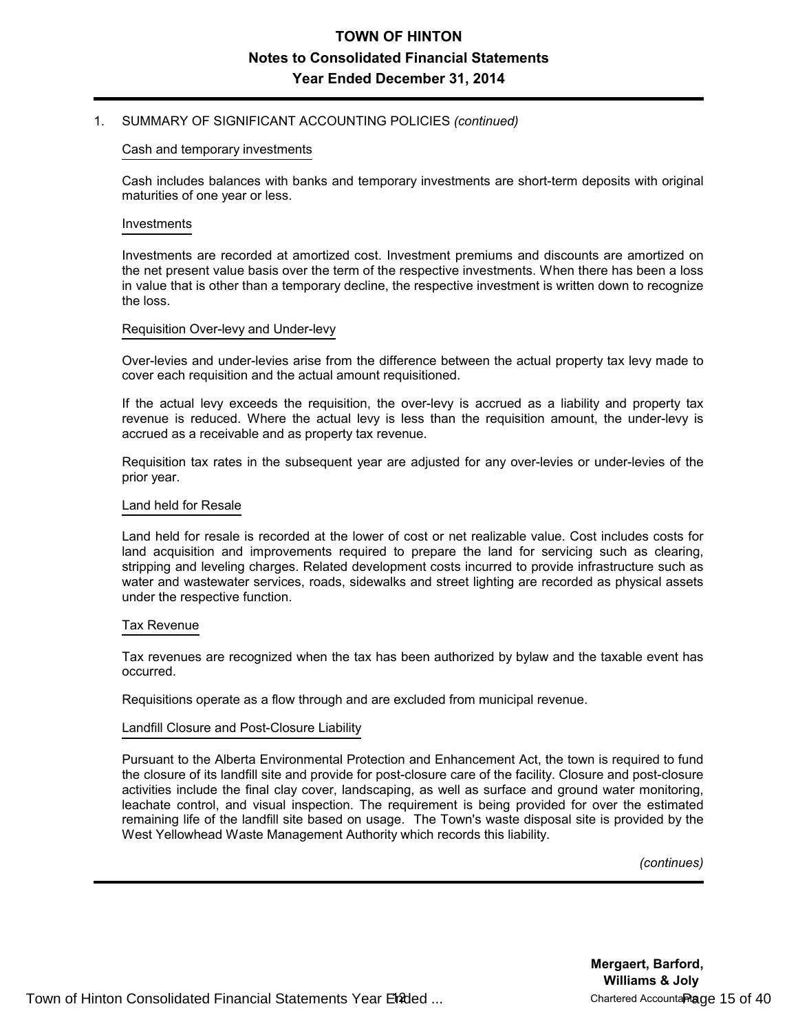## 1. SUMMARY OF SIGNIFICANT ACCOUNTING POLICIES *(continued)*

### Cash and temporary investments

Cash includes balances with banks and temporary investments are short-term deposits with original maturities of one year or less.

### Investments

Investments are recorded at amortized cost. Investment premiums and discounts are amortized on the net present value basis over the term of the respective investments. When there has been a loss in value that is other than a temporary decline, the respective investment is written down to recognize the loss.

### Requisition Over-levy and Under-levy

Over-levies and under-levies arise from the difference between the actual property tax levy made to cover each requisition and the actual amount requisitioned.

If the actual levy exceeds the requisition, the over-levy is accrued as a liability and property tax revenue is reduced. Where the actual levy is less than the requisition amount, the under-levy is accrued as a receivable and as property tax revenue.

Requisition tax rates in the subsequent year are adjusted for any over-levies or under-levies of the prior year.

### Land held for Resale

Land held for resale is recorded at the lower of cost or net realizable value. Cost includes costs for land acquisition and improvements required to prepare the land for servicing such as clearing, stripping and leveling charges. Related development costs incurred to provide infrastructure such as water and wastewater services, roads, sidewalks and street lighting are recorded as physical assets under the respective function.

### Tax Revenue

Tax revenues are recognized when the tax has been authorized by bylaw and the taxable event has occurred.

Requisitions operate as a flow through and are excluded from municipal revenue.

### Landfill Closure and Post-Closure Liability

Pursuant to the Alberta Environmental Protection and Enhancement Act, the town is required to fund the closure of its landfill site and provide for post-closure care of the facility. Closure and post-closure activities include the final clay cover, landscaping, as well as surface and ground water monitoring, leachate control, and visual inspection. The requirement is being provided for over the estimated remaining life of the landfill site based on usage. The Town's waste disposal site is provided by the West Yellowhead Waste Management Authority which records this liability.

*(continues)*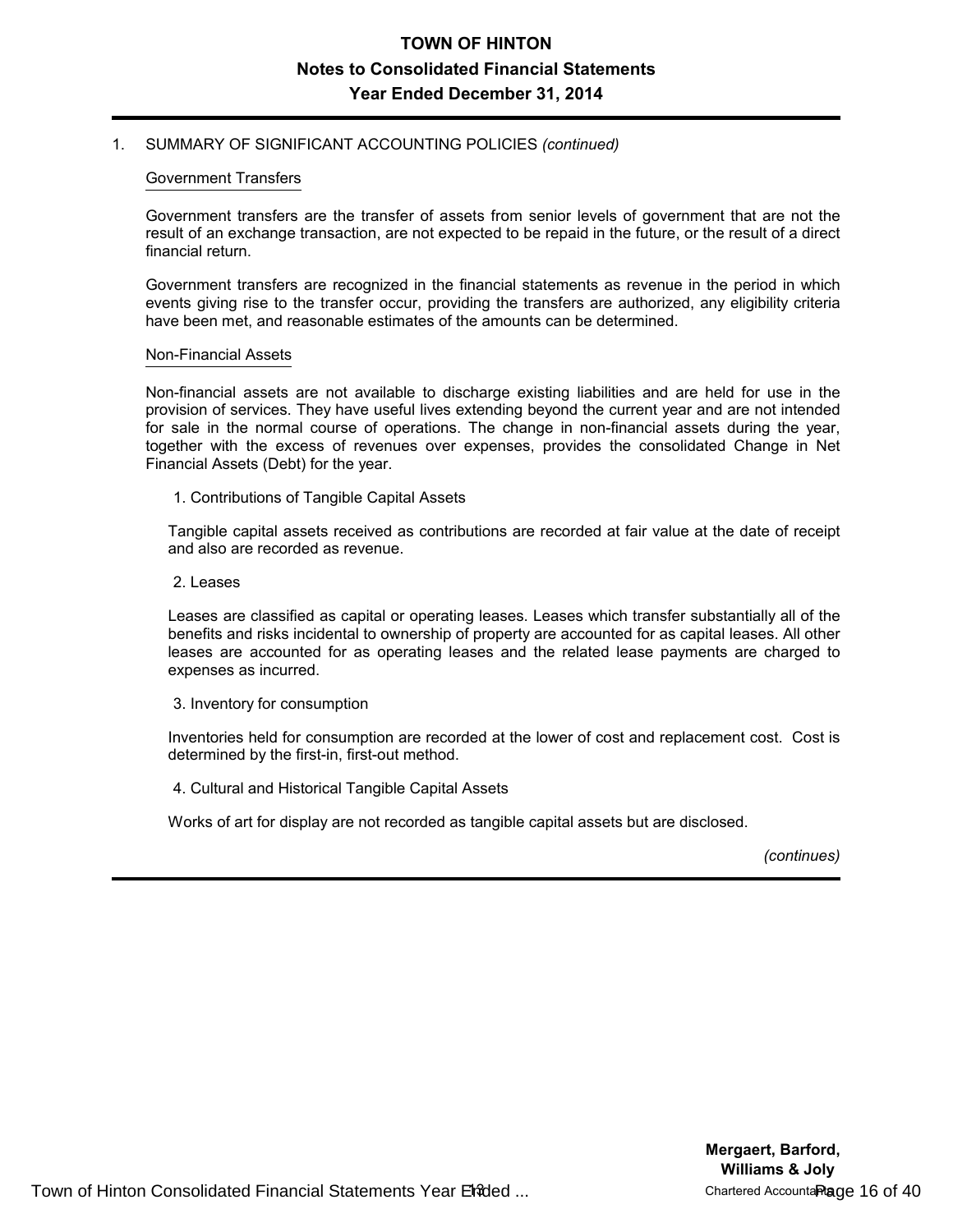1. SUMMARY OF SIGNIFICANT ACCOUNTING POLICIES *(continued)*

Government Transfers

Government transfers are the transfer of assets from senior levels of government that are not the result of an exchange transaction, are not expected to be repaid in the future, or the result of a direct financial return.

Government transfers are recognized in the financial statements as revenue in the period in which events giving rise to the transfer occur, providing the transfers are authorized, any eligibility criteria have been met, and reasonable estimates of the amounts can be determined.

Non-Financial Assets

Non-financial assets are not available to discharge existing liabilities and are held for use in the provision of services. They have useful lives extending beyond the current year and are not intended for sale in the normal course of operations. The change in non-financial assets during the year, together with the excess of revenues over expenses, provides the consolidated Change in Net Financial Assets (Debt) for the year.

1. Contributions of Tangible Capital Assets

Tangible capital assets received as contributions are recorded at fair value at the date of receipt and also are recorded as revenue.

2. Leases

Leases are classified as capital or operating leases. Leases which transfer substantially all of the benefits and risks incidental to ownership of property are accounted for as capital leases. All other leases are accounted for as operating leases and the related lease payments are charged to expenses as incurred.

3. Inventory for consumption

Inventories held for consumption are recorded at the lower of cost and replacement cost. Cost is determined by the first-in, first-out method.

4. Cultural and Historical Tangible Capital Assets

Works of art for display are not recorded as tangible capital assets but are disclosed.

*(continues)*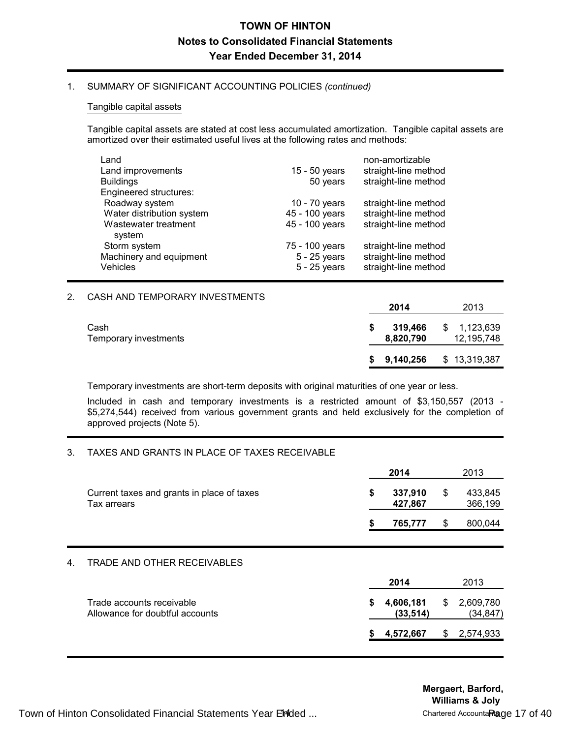# TOWN OF HINTON

## Notes to Consolidated Financial Statements

## Year Ended December 31, 2014

1. SUMMARY OF SIGNIFICANT ACCOUNTING POLICIES *(continued)*

### Tangible capital assets

Tangible capital assets are stated at cost less accumulated amortization. Tangible capital assets are amortized over their estimated useful lives at the following rates and methods:

| | | |
|---|---|---|
| Land | | non-amortizable |
| Land improvements | 15 - 50 years | straight-line method |
| Buildings | 50 years | straight-line method |
| Engineered structures: | | |
| Roadway system | 10 - 70 years | straight-line method |
| Water distribution system | 45 - 100 years | straight-line method |
| Wastewater treatment system | 45 - 100 years | straight-line method |
| Storm system | 75 - 100 years | straight-line method |
| Machinery and equipment | 5 - 25 years | straight-line method |
| Vehicles | 5 - 25 years | straight-line method |

2. CASH AND TEMPORARY INVESTMENTS

| | 2014 | 2013 |
|---|---|---|
| Cash | $ 319,466 | $ 1,123,639 |
| Temporary investments | 8,820,790 | 12,195,748 |
| | $ 9,140,256 | $ 13,319,387 |

Temporary investments are short-term deposits with original maturities of one year or less.

Included in cash and temporary investments is a restricted amount of $3,150,557 (2013 - $5,274,544) received from various government grants and held exclusively for the completion of approved projects (Note 5).

3. TAXES AND GRANTS IN PLACE OF TAXES RECEIVABLE

| | 2014 | 2013 |
|---|---|---|
| Current taxes and grants in place of taxes | $ 337,910 | $ 433,845 |
| Tax arrears | 427,867 | 366,199 |
| | $ 765,777 | $ 800,044 |

4. TRADE AND OTHER RECEIVABLES

| | 2014 | 2013 |
|---|---|---|
| Trade accounts receivable | $ 4,606,181 | $ 2,609,780 |
| Allowance for doubtful accounts | (33,514) | (34,847) |
| | $ 4,572,667 | $ 2,574,933 |

Mergaert, Barford, Williams & Joly
Chartered Accountants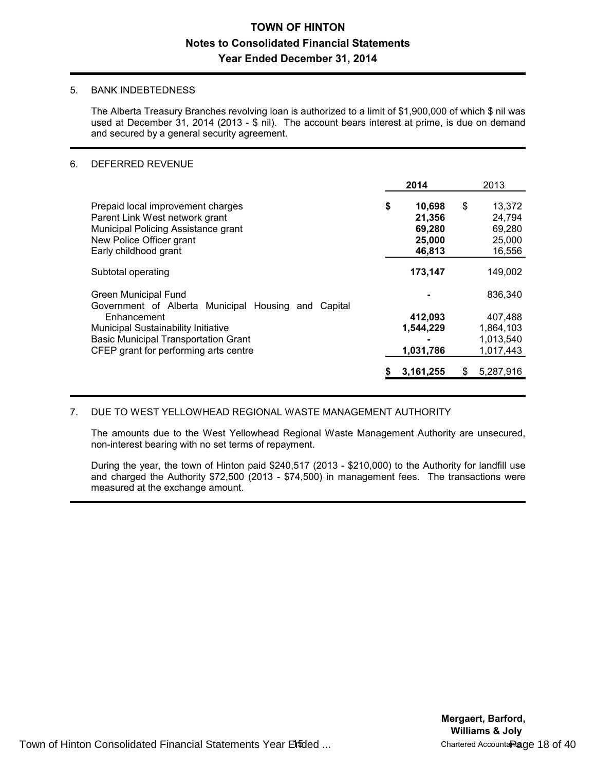# TOWN OF HINTON

## Notes to Consolidated Financial Statements

## Year Ended December 31, 2014

### 5. BANK INDEBTEDNESS

The Alberta Treasury Branches revolving loan is authorized to a limit of $1,900,000 of which $ nil was used at December 31, 2014 (2013 - $ nil). The account bears interest at prime, is due on demand and secured by a general security agreement.

### 6. DEFERRED REVENUE

| | 2014 | 2013 |
|---|---|---|
| Prepaid local improvement charges | $ 10,698 | $ 13,372 |
| Parent Link West network grant | 21,356 | 24,794 |
| Municipal Policing Assistance grant | 69,280 | 69,280 |
| New Police Officer grant | 25,000 | 25,000 |
| Early childhood grant | 46,813 | 16,556 |
| Subtotal operating | 173,147 | 149,002 |
| Green Municipal Fund | - | 836,340 |
| Government of Alberta Municipal Housing and Capital Enhancement | 412,093 | 407,488 |
| Municipal Sustainability Initiative | 1,544,229 | 1,864,103 |
| Basic Municipal Transportation Grant | - | 1,013,540 |
| CFEP grant for performing arts centre | 1,031,786 | 1,017,443 |
| | $ 3,161,255 | $ 5,287,916 |

### 7. DUE TO WEST YELLOWHEAD REGIONAL WASTE MANAGEMENT AUTHORITY

The amounts due to the West Yellowhead Regional Waste Management Authority are unsecured, non-interest bearing with no set terms of repayment.

During the year, the town of Hinton paid $240,517 (2013 - $210,000) to the Authority for landfill use and charged the Authority $72,500 (2013 - $74,500) in management fees. The transactions were measured at the exchange amount.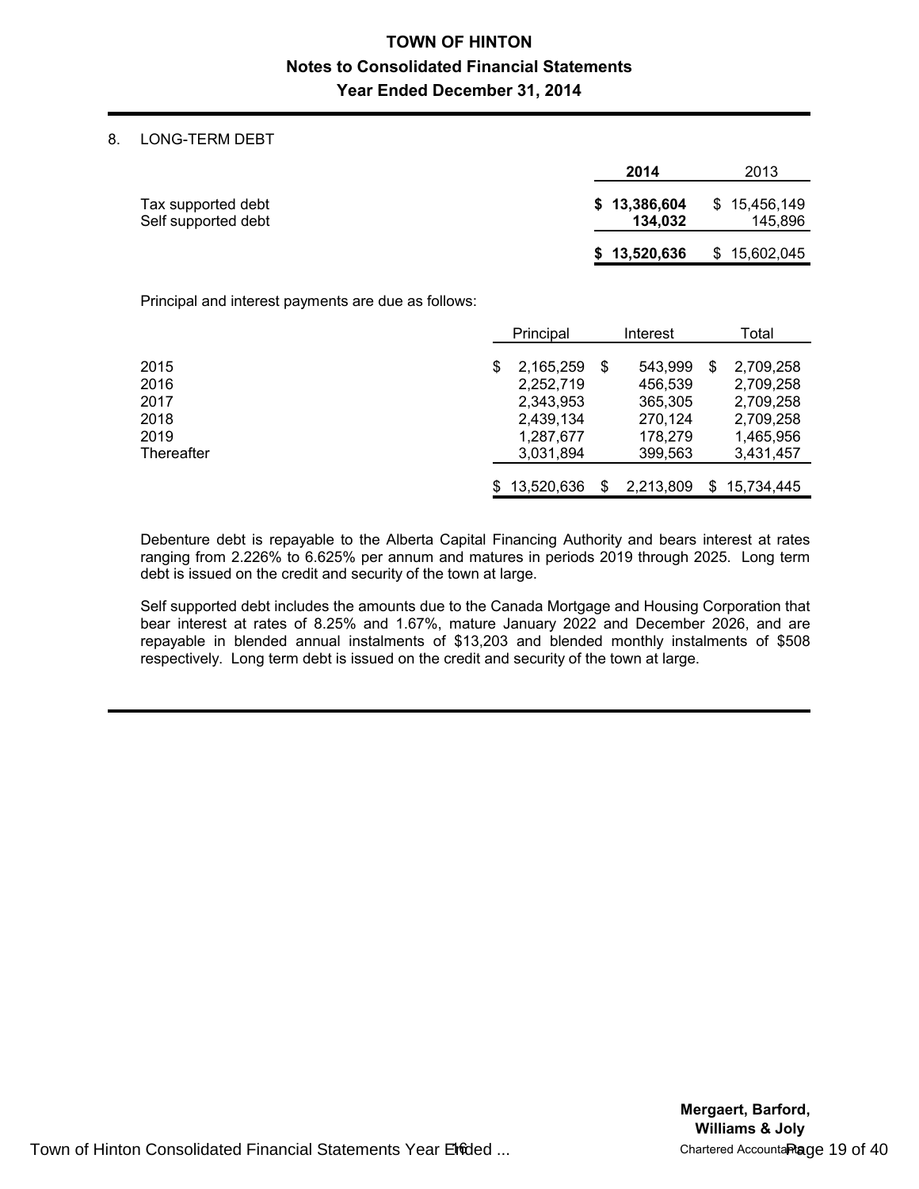# TOWN OF HINTON

## Notes to Consolidated Financial Statements

## Year Ended December 31, 2014

### 8. LONG-TERM DEBT

| | 2014 | 2013 |
|---|---|---|
| Tax supported debt | **$ 13,386,604** | $ 15,456,149 |
| Self supported debt | **134,032** | 145,896 |
| | **$ 13,520,636** | $ 15,602,045 |

Principal and interest payments are due as follows:

| | Principal | Interest | Total |
|---|---|---|---|
| 2015 | $ 2,165,259 | $ 543,999 | $ 2,709,258 |
| 2016 | 2,252,719 | 456,539 | 2,709,258 |
| 2017 | 2,343,953 | 365,305 | 2,709,258 |
| 2018 | 2,439,134 | 270,124 | 2,709,258 |
| 2019 | 1,287,677 | 178,279 | 1,465,956 |
| Thereafter | 3,031,894 | 399,563 | 3,431,457 |
| | $ 13,520,636 | $ 2,213,809 | $ 15,734,445 |

Debenture debt is repayable to the Alberta Capital Financing Authority and bears interest at rates ranging from 2.226% to 6.625% per annum and matures in periods 2019 through 2025. Long term debt is issued on the credit and security of the town at large.

Self supported debt includes the amounts due to the Canada Mortgage and Housing Corporation that bear interest at rates of 8.25% and 1.67%, mature January 2022 and December 2026, and are repayable in blended annual instalments of $13,203 and blended monthly instalments of $508 respectively. Long term debt is issued on the credit and security of the town at large.

Mergaert, Barford, Williams & Joly
Chartered Accountants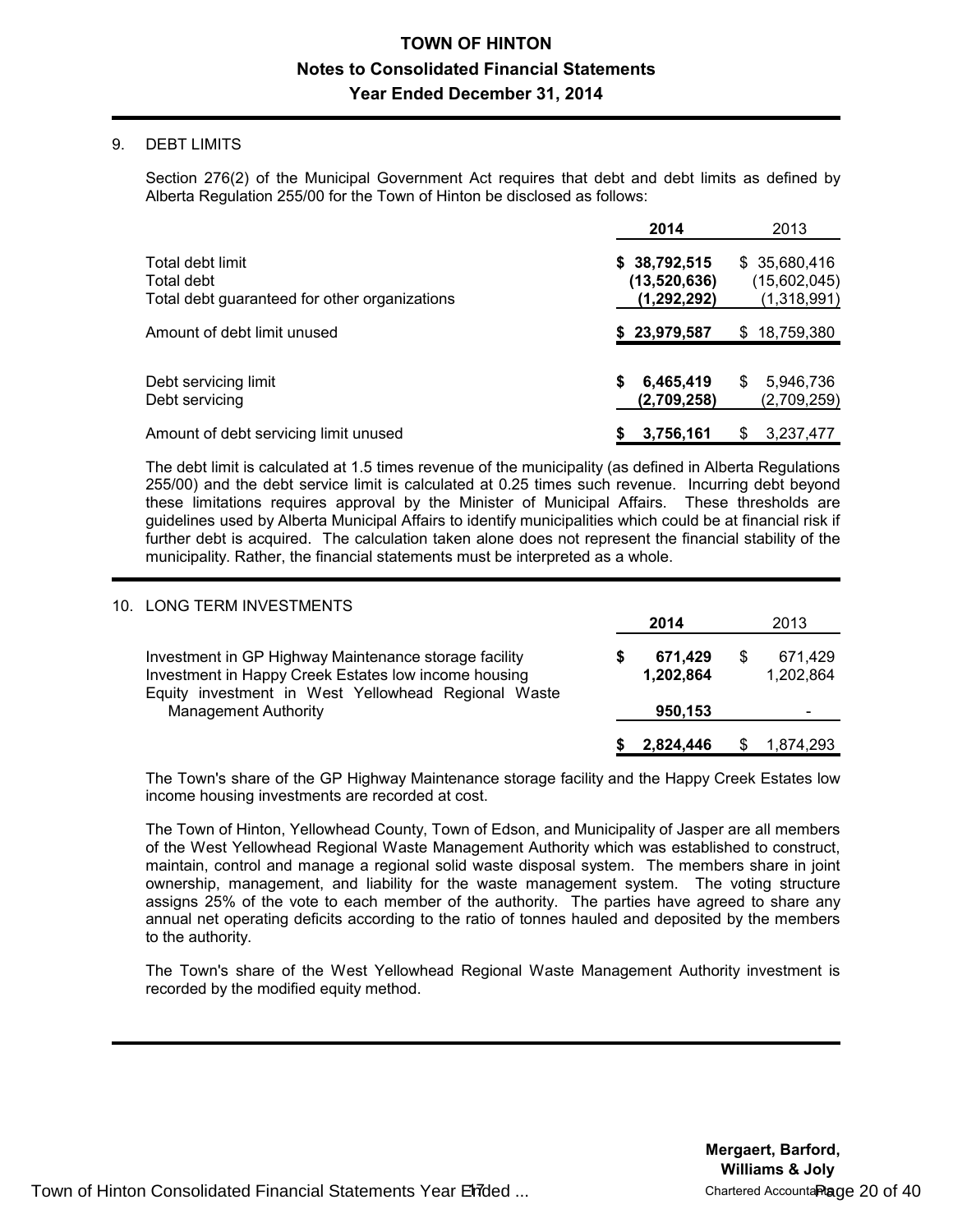## 9. DEBT LIMITS

Section 276(2) of the Municipal Government Act requires that debt and debt limits as defined by Alberta Regulation 255/00 for the Town of Hinton be disclosed as follows:

| | 2014 | 2013 |
|---|---|---|
| Total debt limit | $ 38,792,515 | $ 35,680,416 |
| Total debt | (13,520,636) | (15,602,045) |
| Total debt guaranteed for other organizations | (1,292,292) | (1,318,991) |
| Amount of debt limit unused | $ 23,979,587 | $ 18,759,380 |
| | | |
| Debt servicing limit | $ 6,465,419 | $ 5,946,736 |
| Debt servicing | (2,709,258) | (2,709,259) |
| Amount of debt servicing limit unused | $ 3,756,161 | $ 3,237,477 |

The debt limit is calculated at 1.5 times revenue of the municipality (as defined in Alberta Regulations 255/00) and the debt service limit is calculated at 0.25 times such revenue. Incurring debt beyond these limitations requires approval by the Minister of Municipal Affairs. These thresholds are guidelines used by Alberta Municipal Affairs to identify municipalities which could be at financial risk if further debt is acquired. The calculation taken alone does not represent the financial stability of the municipality. Rather, the financial statements must be interpreted as a whole.

## 10. LONG TERM INVESTMENTS

| | 2014 | 2013 |
|---|---|---|
| Investment in GP Highway Maintenance storage facility | $ 671,429 | $ 671,429 |
| Investment in Happy Creek Estates low income housing | 1,202,864 | 1,202,864 |
| Equity investment in West Yellowhead Regional Waste Management Authority | 950,153 | - |
| | $ 2,824,446 | $ 1,874,293 |

The Town's share of the GP Highway Maintenance storage facility and the Happy Creek Estates low income housing investments are recorded at cost.

The Town of Hinton, Yellowhead County, Town of Edson, and Municipality of Jasper are all members of the West Yellowhead Regional Waste Management Authority which was established to construct, maintain, control and manage a regional solid waste disposal system. The members share in joint ownership, management, and liability for the waste management system. The voting structure assigns 25% of the vote to each member of the authority. The parties have agreed to share any annual net operating deficits according to the ratio of tonnes hauled and deposited by the members to the authority.

The Town's share of the West Yellowhead Regional Waste Management Authority investment is recorded by the modified equity method.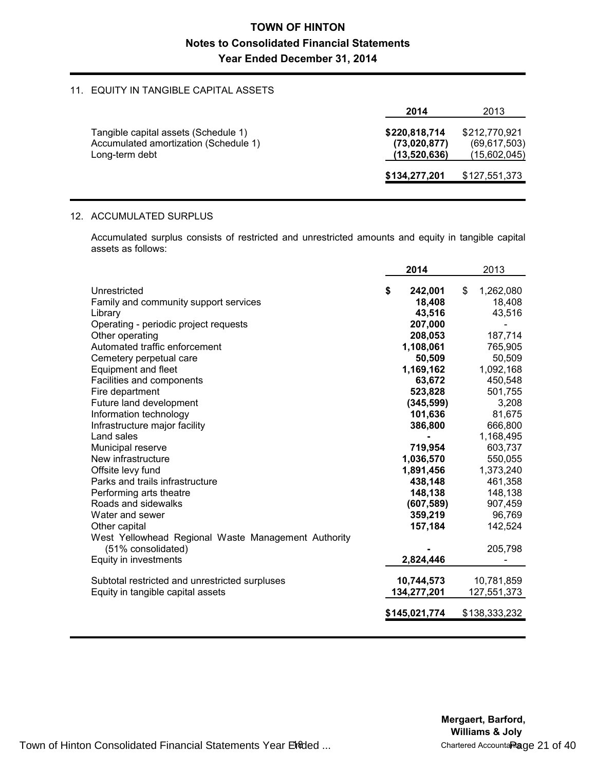**TOWN OF HINTON**

**Notes to Consolidated Financial Statements**

**Year Ended December 31, 2014**

## 11. EQUITY IN TANGIBLE CAPITAL ASSETS

| | 2014 | 2013 |
|---|---|---|
| Tangible capital assets (Schedule 1) | **$220,818,714** | $212,770,921 |
| Accumulated amortization (Schedule 1) | **(73,020,877)** | (69,617,503) |
| Long-term debt | **(13,520,636)** | (15,602,045) |
| | **$134,277,201** | $127,551,373 |

## 12. ACCUMULATED SURPLUS

Accumulated surplus consists of restricted and unrestricted amounts and equity in tangible capital assets as follows:

| | 2014 | 2013 |
|---|---|---|
| Unrestricted | **$ 242,001** | $ 1,262,080 |
| Family and community support services | **18,408** | 18,408 |
| Library | **43,516** | 43,516 |
| Operating - periodic project requests | **207,000** | - |
| Other operating | **208,053** | 187,714 |
| Automated traffic enforcement | **1,108,061** | 765,905 |
| Cemetery perpetual care | **50,509** | 50,509 |
| Equipment and fleet | **1,169,162** | 1,092,168 |
| Facilities and components | **63,672** | 450,548 |
| Fire department | **523,828** | 501,755 |
| Future land development | **(345,599)** | 3,208 |
| Information technology | **101,636** | 81,675 |
| Infrastructure major facility | **386,800** | 666,800 |
| Land sales | **-** | 1,168,495 |
| Municipal reserve | **719,954** | 603,737 |
| New infrastructure | **1,036,570** | 550,055 |
| Offsite levy fund | **1,891,456** | 1,373,240 |
| Parks and trails infrastructure | **438,148** | 461,358 |
| Performing arts theatre | **148,138** | 148,138 |
| Roads and sidewalks | **(607,589)** | 907,459 |
| Water and sewer | **359,219** | 96,769 |
| Other capital | **157,184** | 142,524 |
| West Yellowhead Regional Waste Management Authority (51% consolidated) | **-** | 205,798 |
| Equity in investments | **2,824,446** | - |
| Subtotal restricted and unrestricted surpluses | **10,744,573** | 10,781,859 |
| Equity in tangible capital assets | **134,277,201** | 127,551,373 |
| | **$145,021,774** | $138,333,232 |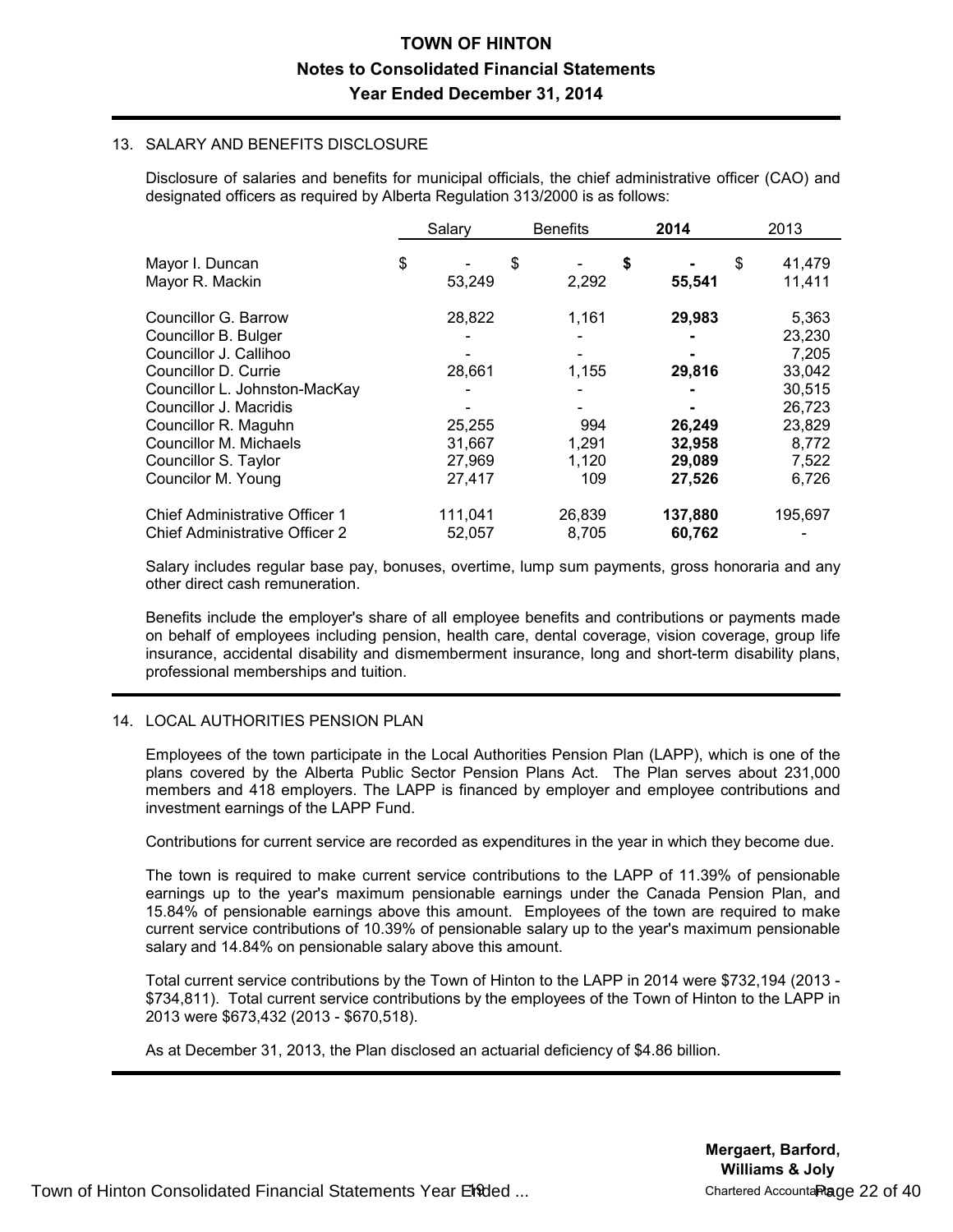# TOWN OF HINTON

## Notes to Consolidated Financial Statements

## Year Ended December 31, 2014

### 13. SALARY AND BENEFITS DISCLOSURE

Disclosure of salaries and benefits for municipal officials, the chief administrative officer (CAO) and designated officers as required by Alberta Regulation 313/2000 is as follows:

| | Salary | Benefits | **2014** | 2013 |
|---|---|---|---|---|
| Mayor I. Duncan | $ - | $ - | **$ -** | $ 41,479 |
| Mayor R. Mackin | 53,249 | 2,292 | **55,541** | 11,411 |
| Councillor G. Barrow | 28,822 | 1,161 | **29,983** | 5,363 |
| Councillor B. Bulger | - | - | **-** | 23,230 |
| Councillor J. Callihoo | - | - | **-** | 7,205 |
| Councillor D. Currie | 28,661 | 1,155 | **29,816** | 33,042 |
| Councillor L. Johnston-MacKay | - | - | **-** | 30,515 |
| Councillor J. Macridis | - | - | **-** | 26,723 |
| Councillor R. Maguhn | 25,255 | 994 | **26,249** | 23,829 |
| Councillor M. Michaels | 31,667 | 1,291 | **32,958** | 8,772 |
| Councillor S. Taylor | 27,969 | 1,120 | **29,089** | 7,522 |
| Councilor M. Young | 27,417 | 109 | **27,526** | 6,726 |
| Chief Administrative Officer 1 | 111,041 | 26,839 | **137,880** | 195,697 |
| Chief Administrative Officer 2 | 52,057 | 8,705 | **60,762** | - |

Salary includes regular base pay, bonuses, overtime, lump sum payments, gross honoraria and any other direct cash remuneration.

Benefits include the employer's share of all employee benefits and contributions or payments made on behalf of employees including pension, health care, dental coverage, vision coverage, group life insurance, accidental disability and dismemberment insurance, long and short-term disability plans, professional memberships and tuition.

### 14. LOCAL AUTHORITIES PENSION PLAN

Employees of the town participate in the Local Authorities Pension Plan (LAPP), which is one of the plans covered by the Alberta Public Sector Pension Plans Act. The Plan serves about 231,000 members and 418 employers. The LAPP is financed by employer and employee contributions and investment earnings of the LAPP Fund.

Contributions for current service are recorded as expenditures in the year in which they become due.

The town is required to make current service contributions to the LAPP of 11.39% of pensionable earnings up to the year's maximum pensionable earnings under the Canada Pension Plan, and 15.84% of pensionable earnings above this amount. Employees of the town are required to make current service contributions of 10.39% of pensionable salary up to the year's maximum pensionable salary and 14.84% on pensionable salary above this amount.

Total current service contributions by the Town of Hinton to the LAPP in 2014 were $732,194 (2013 - $734,811). Total current service contributions by the employees of the Town of Hinton to the LAPP in 2013 were $673,432 (2013 - $670,518).

As at December 31, 2013, the Plan disclosed an actuarial deficiency of $4.86 billion.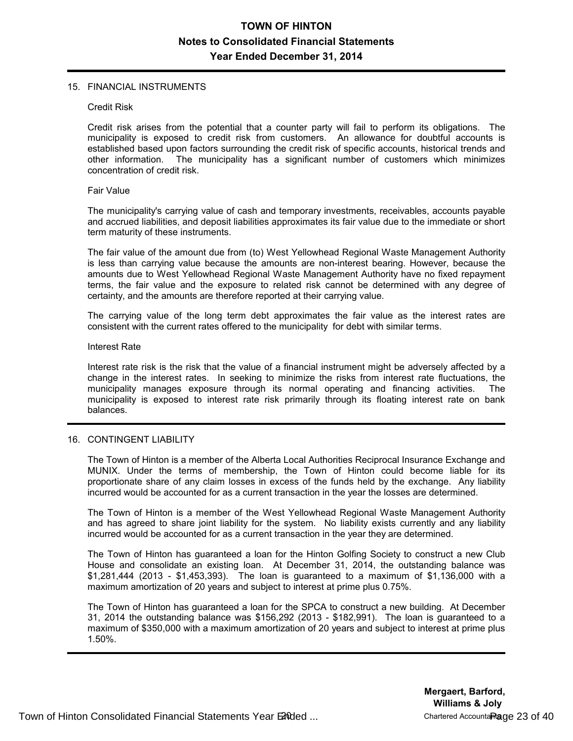# TOWN OF HINTON
## Notes to Consolidated Financial Statements
## Year Ended December 31, 2014

### 15. FINANCIAL INSTRUMENTS

Credit Risk

Credit risk arises from the potential that a counter party will fail to perform its obligations. The municipality is exposed to credit risk from customers. An allowance for doubtful accounts is established based upon factors surrounding the credit risk of specific accounts, historical trends and other information. The municipality has a significant number of customers which minimizes concentration of credit risk.

Fair Value

The municipality's carrying value of cash and temporary investments, receivables, accounts payable and accrued liabilities, and deposit liabilities approximates its fair value due to the immediate or short term maturity of these instruments.

The fair value of the amount due from (to) West Yellowhead Regional Waste Management Authority is less than carrying value because the amounts are non-interest bearing. However, because the amounts due to West Yellowhead Regional Waste Management Authority have no fixed repayment terms, the fair value and the exposure to related risk cannot be determined with any degree of certainty, and the amounts are therefore reported at their carrying value.

The carrying value of the long term debt approximates the fair value as the interest rates are consistent with the current rates offered to the municipality for debt with similar terms.

Interest Rate

Interest rate risk is the risk that the value of a financial instrument might be adversely affected by a change in the interest rates. In seeking to minimize the risks from interest rate fluctuations, the municipality manages exposure through its normal operating and financing activities. The municipality is exposed to interest rate risk primarily through its floating interest rate on bank balances.

### 16. CONTINGENT LIABILITY

The Town of Hinton is a member of the Alberta Local Authorities Reciprocal Insurance Exchange and MUNIX. Under the terms of membership, the Town of Hinton could become liable for its proportionate share of any claim losses in excess of the funds held by the exchange. Any liability incurred would be accounted for as a current transaction in the year the losses are determined.

The Town of Hinton is a member of the West Yellowhead Regional Waste Management Authority and has agreed to share joint liability for the system. No liability exists currently and any liability incurred would be accounted for as a current transaction in the year they are determined.

The Town of Hinton has guaranteed a loan for the Hinton Golfing Society to construct a new Club House and consolidate an existing loan. At December 31, 2014, the outstanding balance was $1,281,444 (2013 - $1,453,393). The loan is guaranteed to a maximum of $1,136,000 with a maximum amortization of 20 years and subject to interest at prime plus 0.75%.

The Town of Hinton has guaranteed a loan for the SPCA to construct a new building. At December 31, 2014 the outstanding balance was $156,292 (2013 - $182,991). The loan is guaranteed to a maximum of $350,000 with a maximum amortization of 20 years and subject to interest at prime plus 1.50%.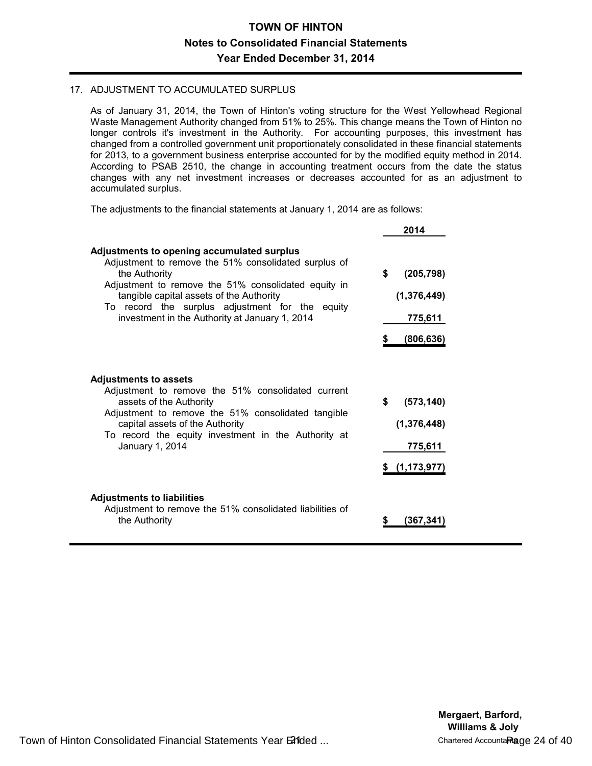# TOWN OF HINTON

## Notes to Consolidated Financial Statements

## Year Ended December 31, 2014

17. ADJUSTMENT TO ACCUMULATED SURPLUS

As of January 31, 2014, the Town of Hinton's voting structure for the West Yellowhead Regional Waste Management Authority changed from 51% to 25%. This change means the Town of Hinton no longer controls it's investment in the Authority. For accounting purposes, this investment has changed from a controlled government unit proportionately consolidated in these financial statements for 2013, to a government business enterprise accounted for by the modified equity method in 2014. According to PSAB 2510, the change in accounting treatment occurs from the date the status changes with any net investment increases or decreases accounted for as an adjustment to accumulated surplus.

The adjustments to the financial statements at January 1, 2014 are as follows:

| | 2014 |
|---|---|
| **Adjustments to opening accumulated surplus** | |
| Adjustment to remove the 51% consolidated surplus of the Authority | $ (205,798) |
| Adjustment to remove the 51% consolidated equity in tangible capital assets of the Authority | (1,376,449) |
| To record the surplus adjustment for the equity investment in the Authority at January 1, 2014 | 775,611 |
| | $ (806,636) |
| **Adjustments to assets** | |
| Adjustment to remove the 51% consolidated current assets of the Authority | $ (573,140) |
| Adjustment to remove the 51% consolidated tangible capital assets of the Authority | (1,376,448) |
| To record the equity investment in the Authority at January 1, 2014 | 775,611 |
| | $ (1,173,977) |
| **Adjustments to liabilities** | |
| Adjustment to remove the 51% consolidated liabilities of the Authority | $ (367,341) |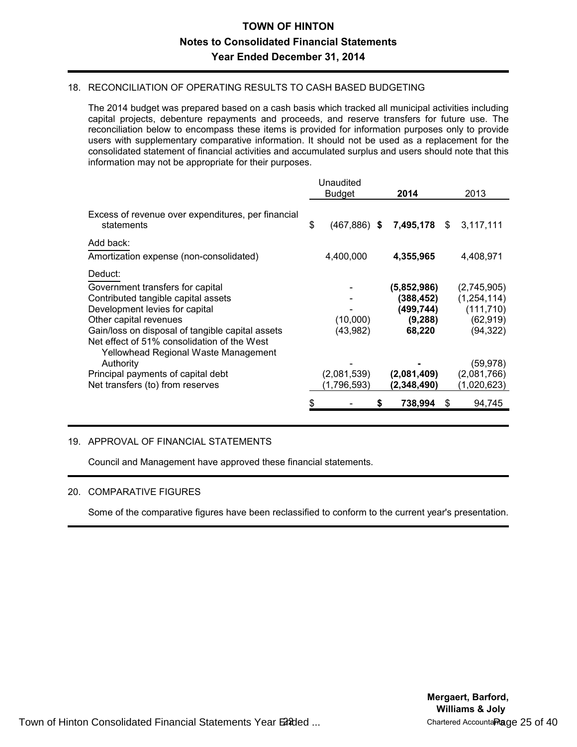# TOWN OF HINTON
## Notes to Consolidated Financial Statements
## Year Ended December 31, 2014

### 18. RECONCILIATION OF OPERATING RESULTS TO CASH BASED BUDGETING

The 2014 budget was prepared based on a cash basis which tracked all municipal activities including capital projects, debenture repayments and proceeds, and reserve transfers for future use. The reconciliation below to encompass these items is provided for information purposes only to provide users with supplementary comparative information. It should not be used as a replacement for the consolidated statement of financial activities and accumulated surplus and users should note that this information may not be appropriate for their purposes.

| | Unaudited Budget | **2014** | 2013 |
|---|---|---|---|
| Excess of revenue over expenditures, per financial statements | $ (467,886) | **$ 7,495,178** | $ 3,117,111 |
| Add back: | | | |
| Amortization expense (non-consolidated) | 4,400,000 | **4,355,965** | 4,408,971 |
| Deduct: | | | |
| Government transfers for capital | - | **(5,852,986)** | (2,745,905) |
| Contributed tangible capital assets | - | **(388,452)** | (1,254,114) |
| Development levies for capital | - | **(499,744)** | (111,710) |
| Other capital revenues | (10,000) | **(9,288)** | (62,919) |
| Gain/loss on disposal of tangible capital assets | (43,982) | **68,220** | (94,322) |
| Net effect of 51% consolidation of the West Yellowhead Regional Waste Management Authority | - | **-** | (59,978) |
| Principal payments of capital debt | (2,081,539) | **(2,081,409)** | (2,081,766) |
| Net transfers (to) from reserves | (1,796,593) | **(2,348,490)** | (1,020,623) |
| | $ - | **$ 738,994** | $ 94,745 |

### 19. APPROVAL OF FINANCIAL STATEMENTS

Council and Management have approved these financial statements.

### 20. COMPARATIVE FIGURES

Some of the comparative figures have been reclassified to conform to the current year's presentation.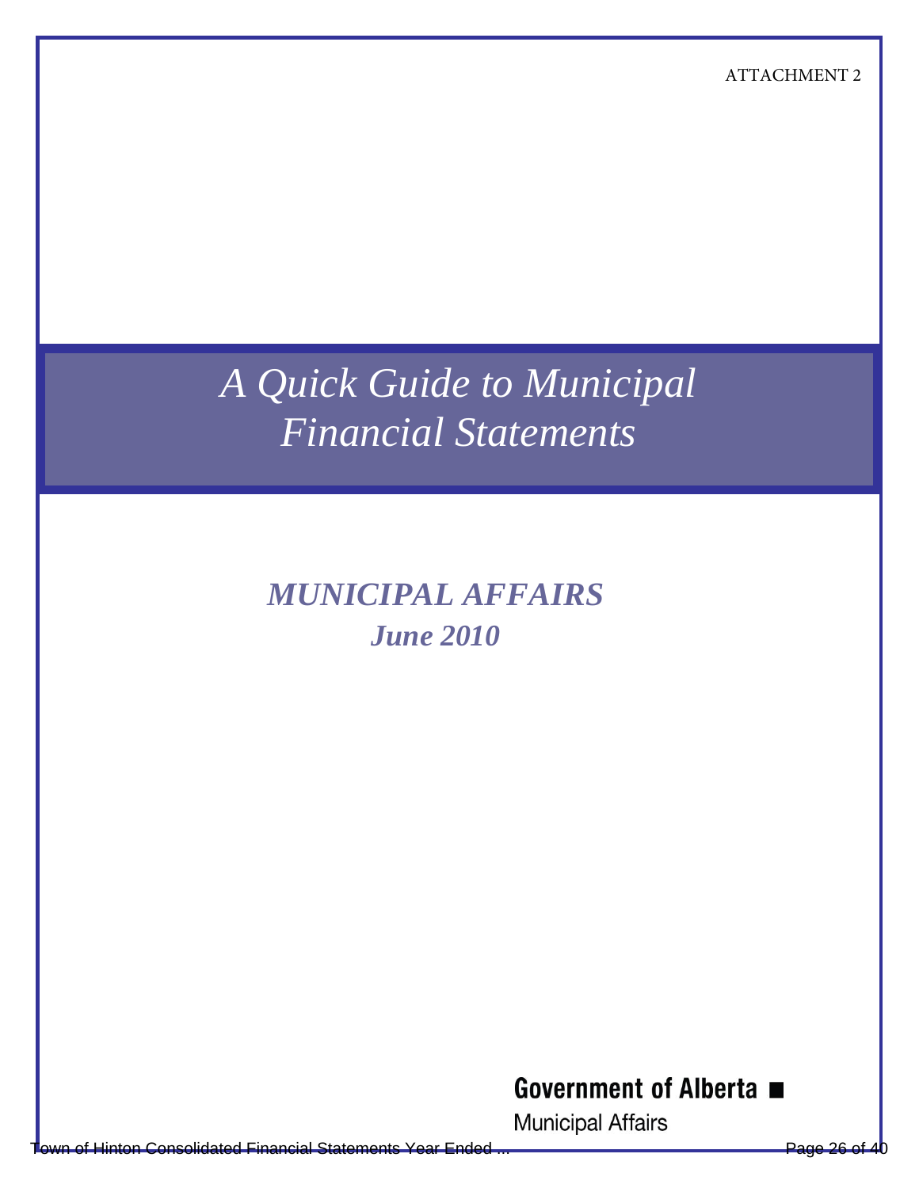ATTACHMENT 2

# *A Quick Guide to Municipal Financial Statements*

***MUNICIPAL AFFAIRS***

***June 2010***

**Government of Alberta ■**

Municipal Affairs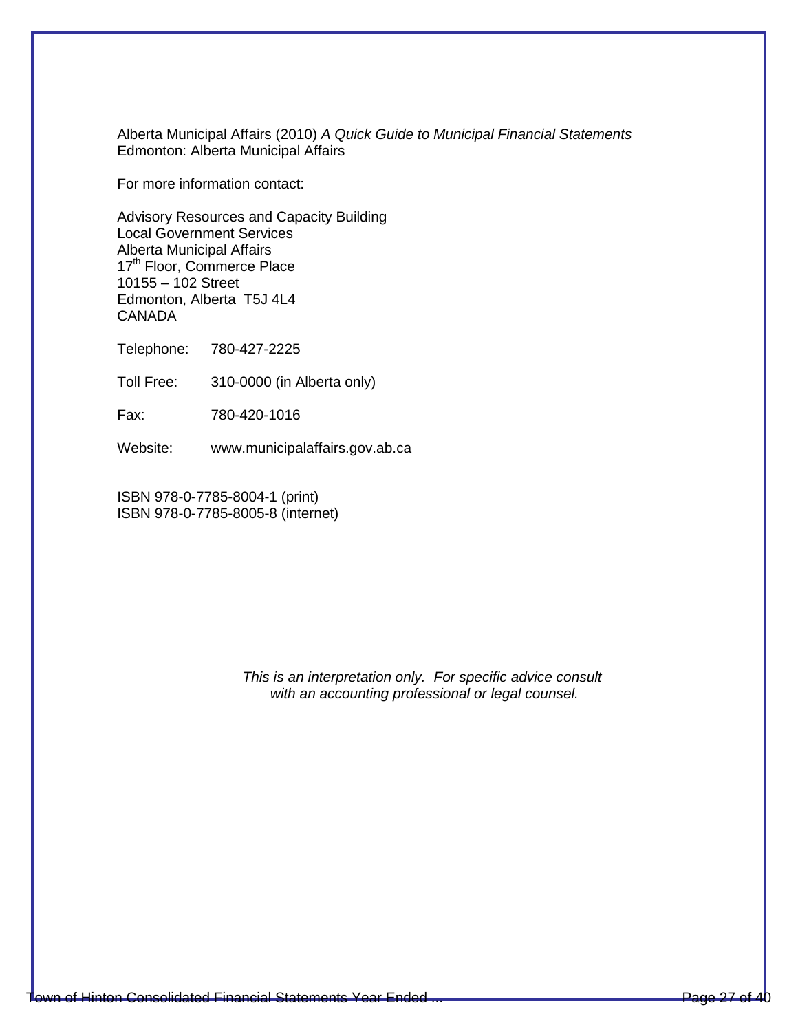Alberta Municipal Affairs (2010) *A Quick Guide to Municipal Financial Statements*
Edmonton: Alberta Municipal Affairs

For more information contact:

Advisory Resources and Capacity Building
Local Government Services
Alberta Municipal Affairs
17th Floor, Commerce Place
10155 – 102 Street
Edmonton, Alberta T5J 4L4
CANADA

Telephone: 780-427-2225

Toll Free: 310-0000 (in Alberta only)

Fax: 780-420-1016

Website: www.municipalaffairs.gov.ab.ca

ISBN 978-0-7785-8004-1 (print)
ISBN 978-0-7785-8005-8 (internet)

*This is an interpretation only. For specific advice consult with an accounting professional or legal counsel.*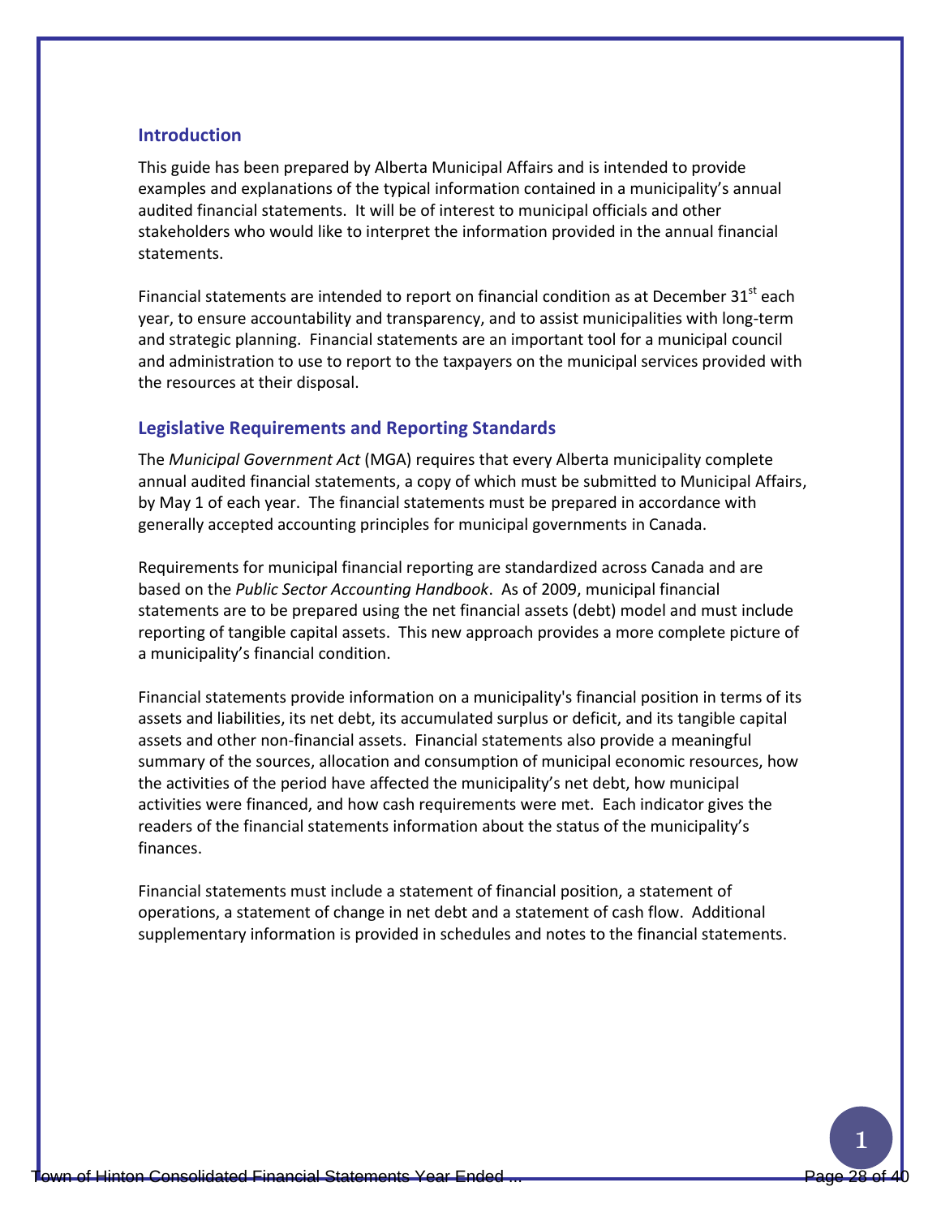## Introduction

This guide has been prepared by Alberta Municipal Affairs and is intended to provide examples and explanations of the typical information contained in a municipality's annual audited financial statements. It will be of interest to municipal officials and other stakeholders who would like to interpret the information provided in the annual financial statements.

Financial statements are intended to report on financial condition as at December 31st each year, to ensure accountability and transparency, and to assist municipalities with long-term and strategic planning. Financial statements are an important tool for a municipal council and administration to use to report to the taxpayers on the municipal services provided with the resources at their disposal.

## Legislative Requirements and Reporting Standards

The *Municipal Government Act* (MGA) requires that every Alberta municipality complete annual audited financial statements, a copy of which must be submitted to Municipal Affairs, by May 1 of each year. The financial statements must be prepared in accordance with generally accepted accounting principles for municipal governments in Canada.

Requirements for municipal financial reporting are standardized across Canada and are based on the *Public Sector Accounting Handbook*. As of 2009, municipal financial statements are to be prepared using the net financial assets (debt) model and must include reporting of tangible capital assets. This new approach provides a more complete picture of a municipality's financial condition.

Financial statements provide information on a municipality's financial position in terms of its assets and liabilities, its net debt, its accumulated surplus or deficit, and its tangible capital assets and other non-financial assets. Financial statements also provide a meaningful summary of the sources, allocation and consumption of municipal economic resources, how the activities of the period have affected the municipality's net debt, how municipal activities were financed, and how cash requirements were met. Each indicator gives the readers of the financial statements information about the status of the municipality's finances.

Financial statements must include a statement of financial position, a statement of operations, a statement of change in net debt and a statement of cash flow. Additional supplementary information is provided in schedules and notes to the financial statements.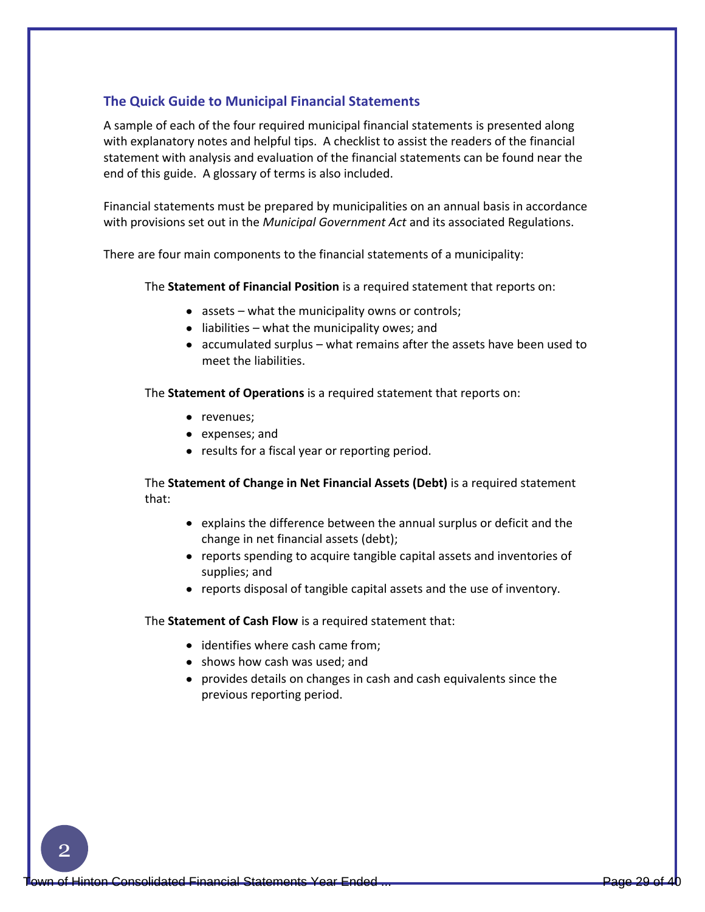## The Quick Guide to Municipal Financial Statements

A sample of each of the four required municipal financial statements is presented along with explanatory notes and helpful tips. A checklist to assist the readers of the financial statement with analysis and evaluation of the financial statements can be found near the end of this guide. A glossary of terms is also included.

Financial statements must be prepared by municipalities on an annual basis in accordance with provisions set out in the *Municipal Government Act* and its associated Regulations.

There are four main components to the financial statements of a municipality:

The **Statement of Financial Position** is a required statement that reports on:

- assets – what the municipality owns or controls;
- liabilities – what the municipality owes; and
- accumulated surplus – what remains after the assets have been used to meet the liabilities.

The **Statement of Operations** is a required statement that reports on:

- revenues;
- expenses; and
- results for a fiscal year or reporting period.

The **Statement of Change in Net Financial Assets (Debt)** is a required statement that:

- explains the difference between the annual surplus or deficit and the change in net financial assets (debt);
- reports spending to acquire tangible capital assets and inventories of supplies; and
- reports disposal of tangible capital assets and the use of inventory.

The **Statement of Cash Flow** is a required statement that:

- identifies where cash came from;
- shows how cash was used; and
- provides details on changes in cash and cash equivalents since the previous reporting period.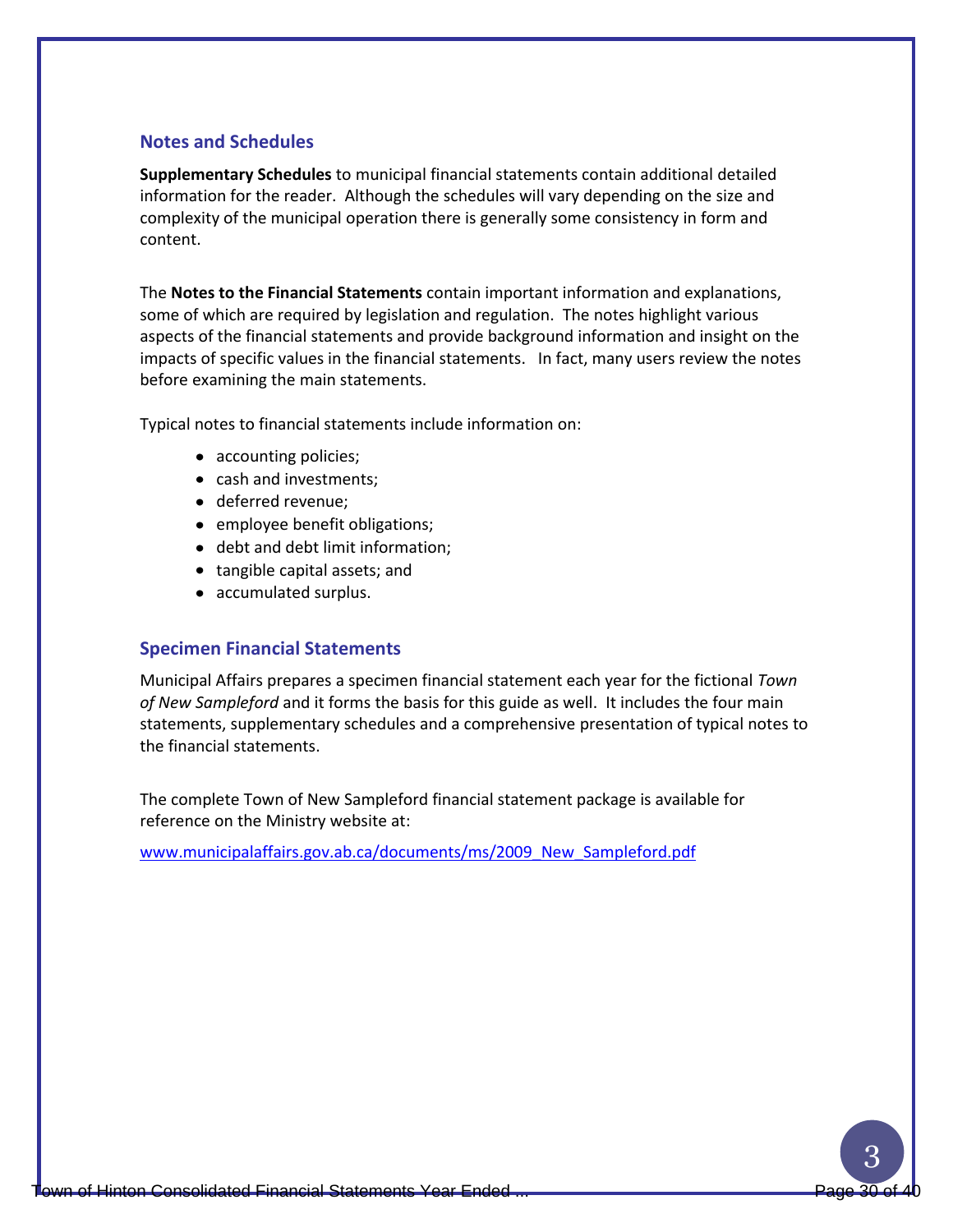## Notes and Schedules

**Supplementary Schedules** to municipal financial statements contain additional detailed information for the reader. Although the schedules will vary depending on the size and complexity of the municipal operation there is generally some consistency in form and content.

The **Notes to the Financial Statements** contain important information and explanations, some of which are required by legislation and regulation. The notes highlight various aspects of the financial statements and provide background information and insight on the impacts of specific values in the financial statements. In fact, many users review the notes before examining the main statements.

Typical notes to financial statements include information on:

- accounting policies;
- cash and investments;
- deferred revenue;
- employee benefit obligations;
- debt and debt limit information;
- tangible capital assets; and
- accumulated surplus.

## Specimen Financial Statements

Municipal Affairs prepares a specimen financial statement each year for the fictional *Town of New Sampleford* and it forms the basis for this guide as well. It includes the four main statements, supplementary schedules and a comprehensive presentation of typical notes to the financial statements.

The complete Town of New Sampleford financial statement package is available for reference on the Ministry website at:

www.municipalaffairs.gov.ab.ca/documents/ms/2009_New_Sampleford.pdf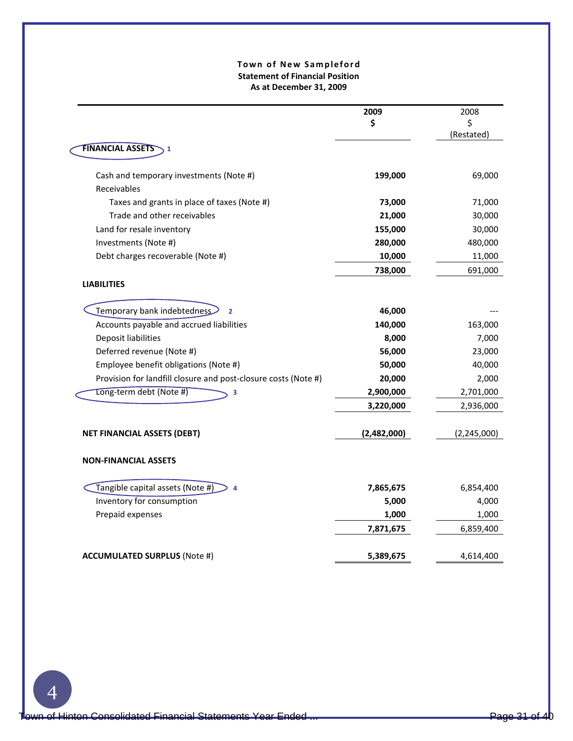**Town of New Sampleford**
**Statement of Financial Position**
**As at December 31, 2009**

| | 2009 $ | 2008 $ (Restated) |
|---|---|---|
| **FINANCIAL ASSETS** 1 | | |
| Cash and temporary investments (Note #) | **199,000** | 69,000 |
| Receivables | | |
| Taxes and grants in place of taxes (Note #) | **73,000** | 71,000 |
| Trade and other receivables | **21,000** | 30,000 |
| Land for resale inventory | **155,000** | 30,000 |
| Investments (Note #) | **280,000** | 480,000 |
| Debt charges recoverable (Note #) | **10,000** | 11,000 |
| | **738,000** | 691,000 |
| **LIABILITIES** | | |
| Temporary bank indebtedness 2 | **46,000** | --- |
| Accounts payable and accrued liabilities | **140,000** | 163,000 |
| Deposit liabilities | **8,000** | 7,000 |
| Deferred revenue (Note #) | **56,000** | 23,000 |
| Employee benefit obligations (Note #) | **50,000** | 40,000 |
| Provision for landfill closure and post-closure costs (Note #) | **20,000** | 2,000 |
| Long-term debt (Note #) 3 | **2,900,000** | 2,701,000 |
| | **3,220,000** | 2,936,000 |
| **NET FINANCIAL ASSETS (DEBT)** | **(2,482,000)** | (2,245,000) |
| **NON-FINANCIAL ASSETS** | | |
| Tangible capital assets (Note #) 4 | **7,865,675** | 6,854,400 |
| Inventory for consumption | **5,000** | 4,000 |
| Prepaid expenses | **1,000** | 1,000 |
| | **7,871,675** | 6,859,400 |
| **ACCUMULATED SURPLUS** (Note #) | **5,389,675** | 4,614,400 |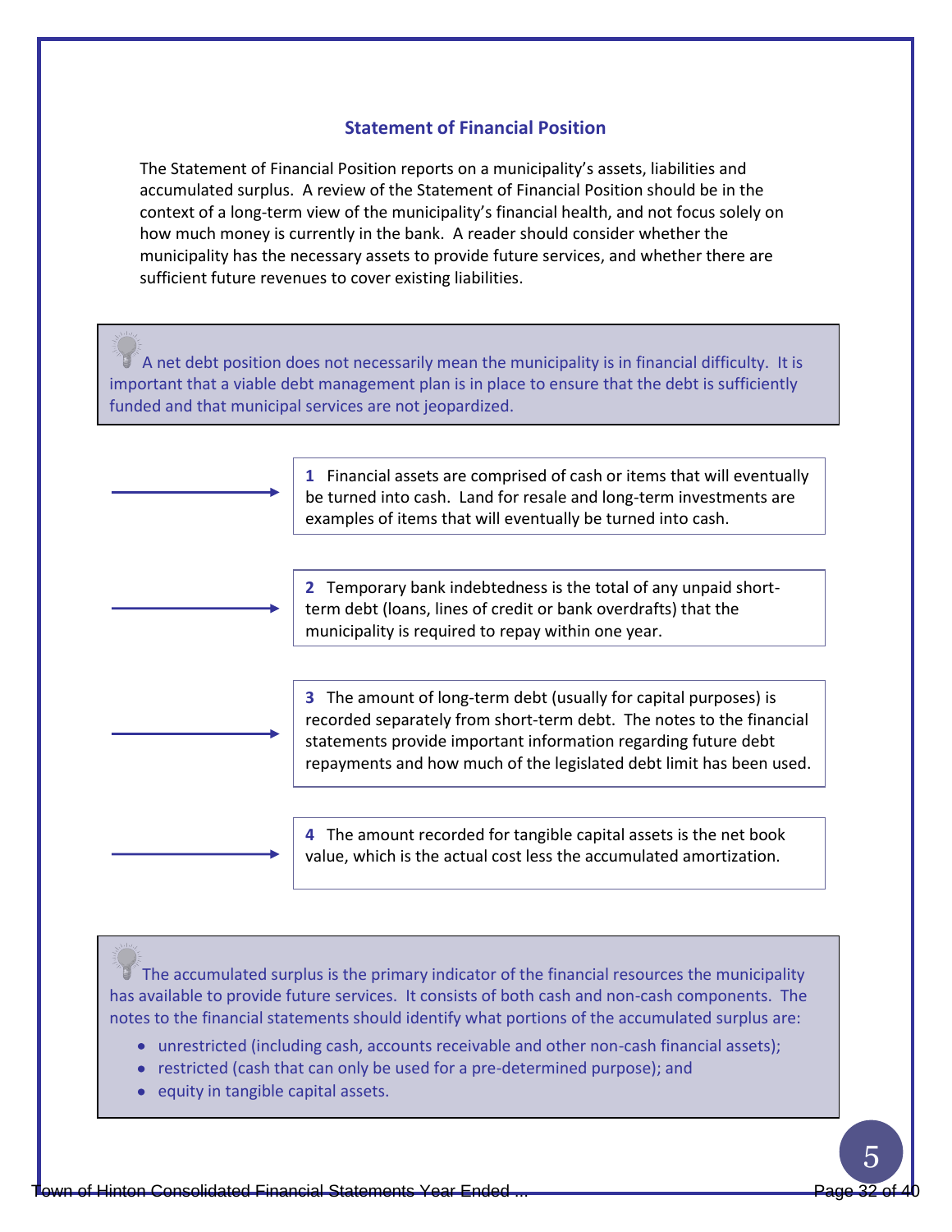## Statement of Financial Position

The Statement of Financial Position reports on a municipality's assets, liabilities and accumulated surplus. A review of the Statement of Financial Position should be in the context of a long-term view of the municipality's financial health, and not focus solely on how much money is currently in the bank. A reader should consider whether the municipality has the necessary assets to provide future services, and whether there are sufficient future revenues to cover existing liabilities.

> A net debt position does not necessarily mean the municipality is in financial difficulty. It is important that a viable debt management plan is in place to ensure that the debt is sufficiently funded and that municipal services are not jeopardized.

**1** Financial assets are comprised of cash or items that will eventually be turned into cash. Land for resale and long-term investments are examples of items that will eventually be turned into cash.

**2** Temporary bank indebtedness is the total of any unpaid short-term debt (loans, lines of credit or bank overdrafts) that the municipality is required to repay within one year.

**3** The amount of long-term debt (usually for capital purposes) is recorded separately from short-term debt. The notes to the financial statements provide important information regarding future debt repayments and how much of the legislated debt limit has been used.

**4** The amount recorded for tangible capital assets is the net book value, which is the actual cost less the accumulated amortization.

> The accumulated surplus is the primary indicator of the financial resources the municipality has available to provide future services. It consists of both cash and non-cash components. The notes to the financial statements should identify what portions of the accumulated surplus are:
>
> - unrestricted (including cash, accounts receivable and other non-cash financial assets);
> - restricted (cash that can only be used for a pre-determined purpose); and
> - equity in tangible capital assets.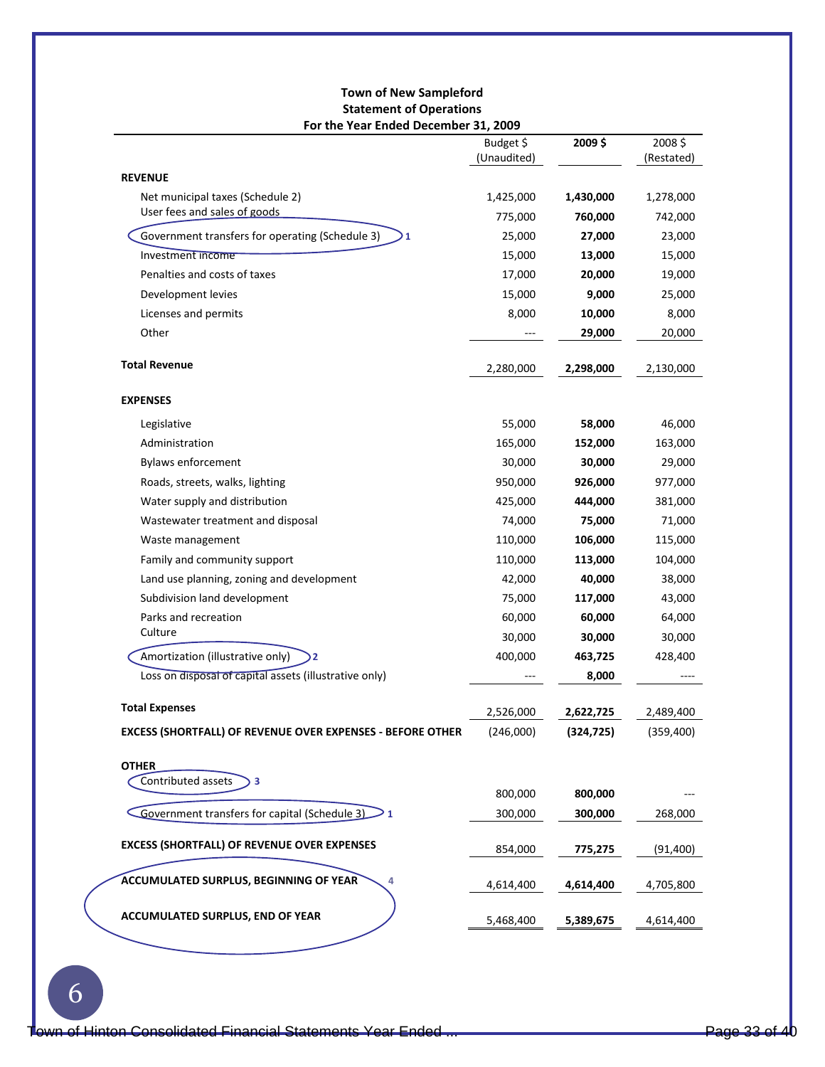**Town of New Sampleford**
**Statement of Operations**
**For the Year Ended December 31, 2009**

| | Budget $ (Unaudited) | **2009 $** | 2008 $ (Restated) |
|---|---|---|---|
| **REVENUE** | | | |
| Net municipal taxes (Schedule 2) | 1,425,000 | **1,430,000** | 1,278,000 |
| User fees and sales of goods | 775,000 | **760,000** | 742,000 |
| Government transfers for operating (Schedule 3) 1 | 25,000 | **27,000** | 23,000 |
| Investment income | 15,000 | **13,000** | 15,000 |
| Penalties and costs of taxes | 17,000 | **20,000** | 19,000 |
| Development levies | 15,000 | **9,000** | 25,000 |
| Licenses and permits | 8,000 | **10,000** | 8,000 |
| Other | --- | **29,000** | 20,000 |
| **Total Revenue** | 2,280,000 | **2,298,000** | 2,130,000 |
| **EXPENSES** | | | |
| Legislative | 55,000 | **58,000** | 46,000 |
| Administration | 165,000 | **152,000** | 163,000 |
| Bylaws enforcement | 30,000 | **30,000** | 29,000 |
| Roads, streets, walks, lighting | 950,000 | **926,000** | 977,000 |
| Water supply and distribution | 425,000 | **444,000** | 381,000 |
| Wastewater treatment and disposal | 74,000 | **75,000** | 71,000 |
| Waste management | 110,000 | **106,000** | 115,000 |
| Family and community support | 110,000 | **113,000** | 104,000 |
| Land use planning, zoning and development | 42,000 | **40,000** | 38,000 |
| Subdivision land development | 75,000 | **117,000** | 43,000 |
| Parks and recreation | 60,000 | **60,000** | 64,000 |
| Culture | 30,000 | **30,000** | 30,000 |
| Amortization (illustrative only) 2 | 400,000 | **463,725** | 428,400 |
| Loss on disposal of capital assets (illustrative only) | --- | **8,000** | ---- |
| **Total Expenses** | 2,526,000 | **2,622,725** | 2,489,400 |
| **EXCESS (SHORTFALL) OF REVENUE OVER EXPENSES - BEFORE OTHER** | (246,000) | **(324,725)** | (359,400) |
| **OTHER** | | | |
| Contributed assets 3 | 800,000 | **800,000** | --- |
| Government transfers for capital (Schedule 3) 1 | 300,000 | **300,000** | 268,000 |
| **EXCESS (SHORTFALL) OF REVENUE OVER EXPENSES** | 854,000 | **775,275** | (91,400) |
| **ACCUMULATED SURPLUS, BEGINNING OF YEAR** 4 | 4,614,400 | **4,614,400** | 4,705,800 |
| **ACCUMULATED SURPLUS, END OF YEAR** | 5,468,400 | **5,389,675** | 4,614,400 |

6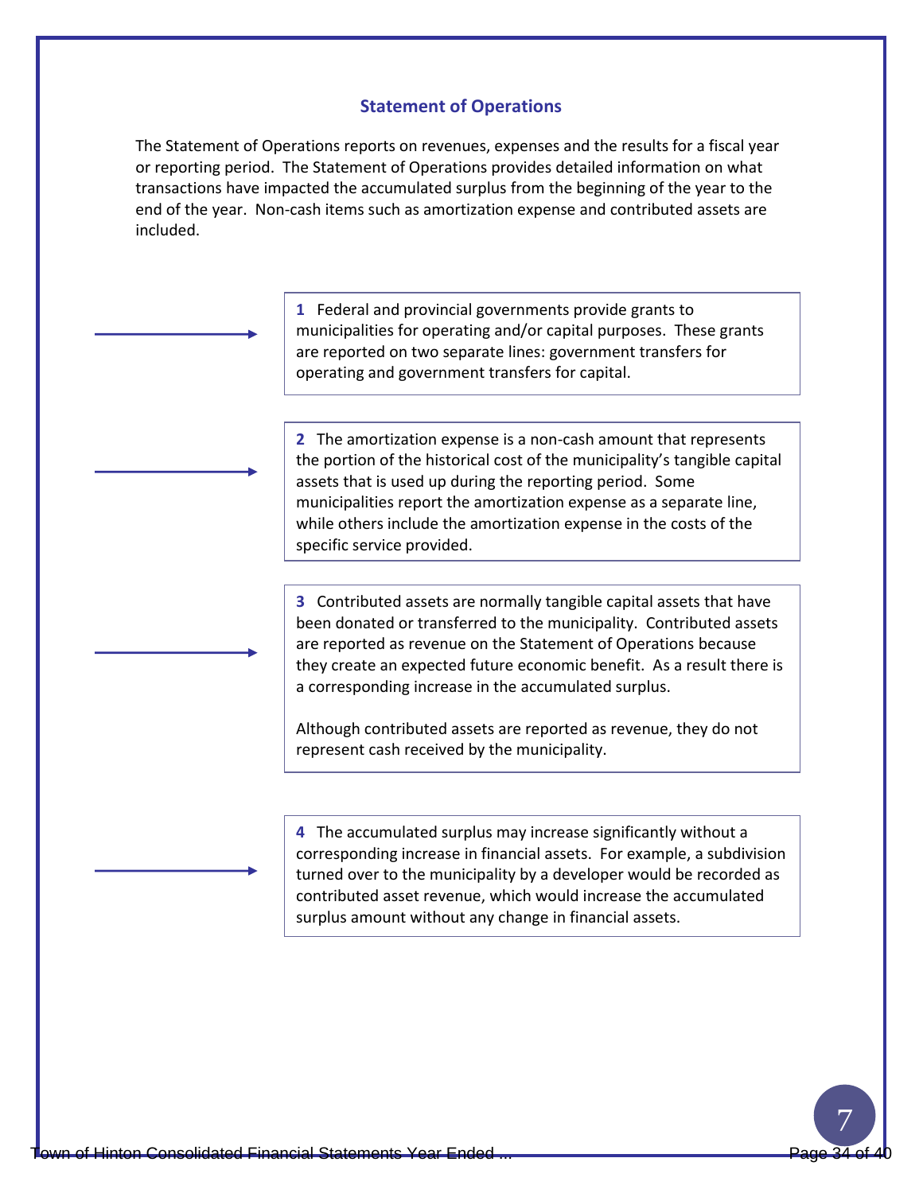## Statement of Operations

The Statement of Operations reports on revenues, expenses and the results for a fiscal year or reporting period. The Statement of Operations provides detailed information on what transactions have impacted the accumulated surplus from the beginning of the year to the end of the year. Non-cash items such as amortization expense and contributed assets are included.

**1** Federal and provincial governments provide grants to municipalities for operating and/or capital purposes. These grants are reported on two separate lines: government transfers for operating and government transfers for capital.

**2** The amortization expense is a non-cash amount that represents the portion of the historical cost of the municipality's tangible capital assets that is used up during the reporting period. Some municipalities report the amortization expense as a separate line, while others include the amortization expense in the costs of the specific service provided.

**3** Contributed assets are normally tangible capital assets that have been donated or transferred to the municipality. Contributed assets are reported as revenue on the Statement of Operations because they create an expected future economic benefit. As a result there is a corresponding increase in the accumulated surplus.

Although contributed assets are reported as revenue, they do not represent cash received by the municipality.

**4** The accumulated surplus may increase significantly without a corresponding increase in financial assets. For example, a subdivision turned over to the municipality by a developer would be recorded as contributed asset revenue, which would increase the accumulated surplus amount without any change in financial assets.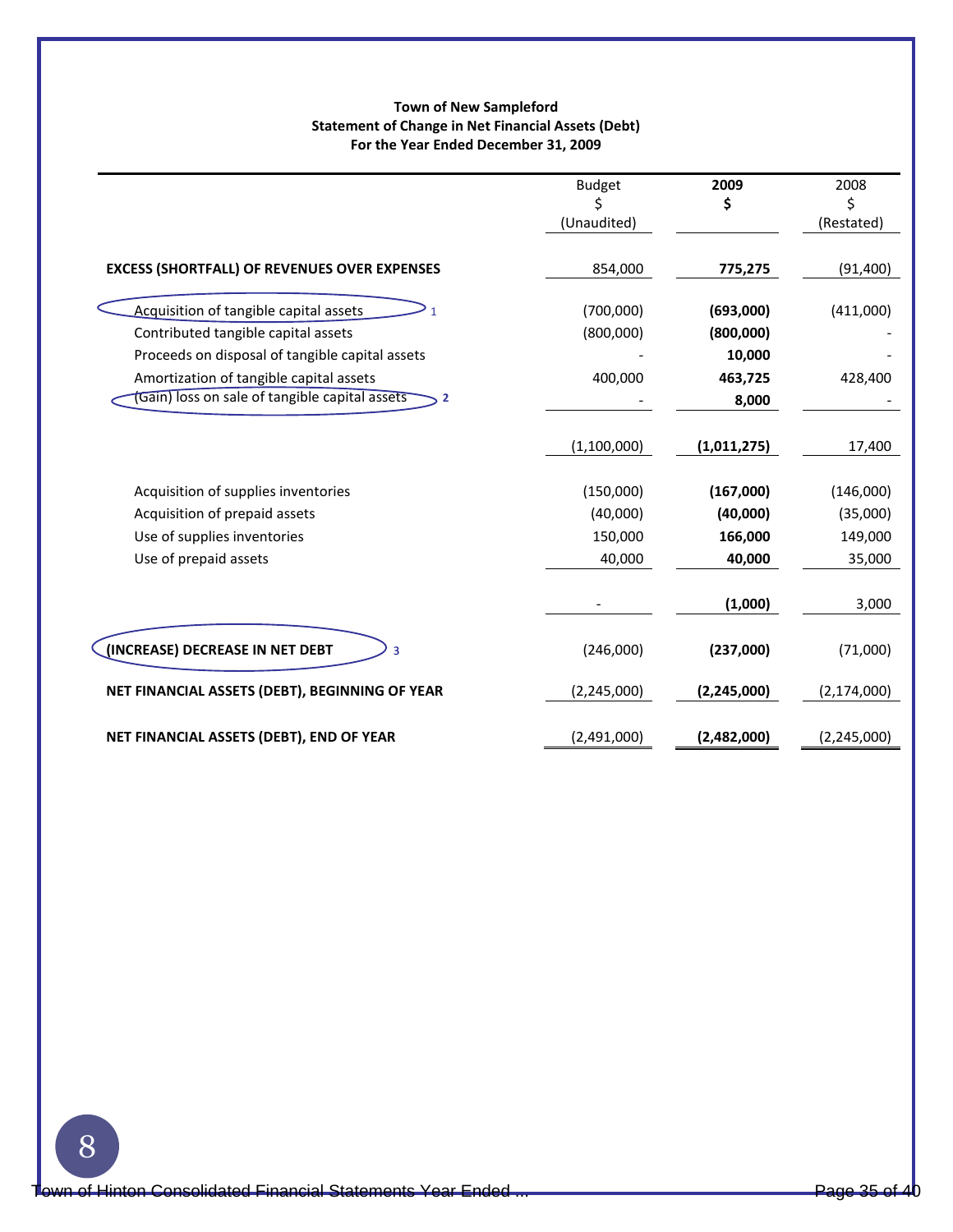**Town of New Sampleford**
**Statement of Change in Net Financial Assets (Debt)**
**For the Year Ended December 31, 2009**

| | Budget $ (Unaudited) | **2009 $** | 2008 $ (Restated) |
|---|---|---|---|
| **EXCESS (SHORTFALL) OF REVENUES OVER EXPENSES** | 854,000 | **775,275** | (91,400) |
| Acquisition of tangible capital assets [1] | (700,000) | **(693,000)** | (411,000) |
| Contributed tangible capital assets | (800,000) | **(800,000)** | - |
| Proceeds on disposal of tangible capital assets | - | **10,000** | - |
| Amortization of tangible capital assets | 400,000 | **463,725** | 428,400 |
| (Gain) loss on sale of tangible capital assets [2] | - | **8,000** | - |
| | (1,100,000) | **(1,011,275)** | 17,400 |
| Acquisition of supplies inventories | (150,000) | **(167,000)** | (146,000) |
| Acquisition of prepaid assets | (40,000) | **(40,000)** | (35,000) |
| Use of supplies inventories | 150,000 | **166,000** | 149,000 |
| Use of prepaid assets | 40,000 | **40,000** | 35,000 |
| | - | **(1,000)** | 3,000 |
| **(INCREASE) DECREASE IN NET DEBT** [3] | (246,000) | **(237,000)** | (71,000) |
| **NET FINANCIAL ASSETS (DEBT), BEGINNING OF YEAR** | (2,245,000) | **(2,245,000)** | (2,174,000) |
| **NET FINANCIAL ASSETS (DEBT), END OF YEAR** | (2,491,000) | **(2,482,000)** | (2,245,000) |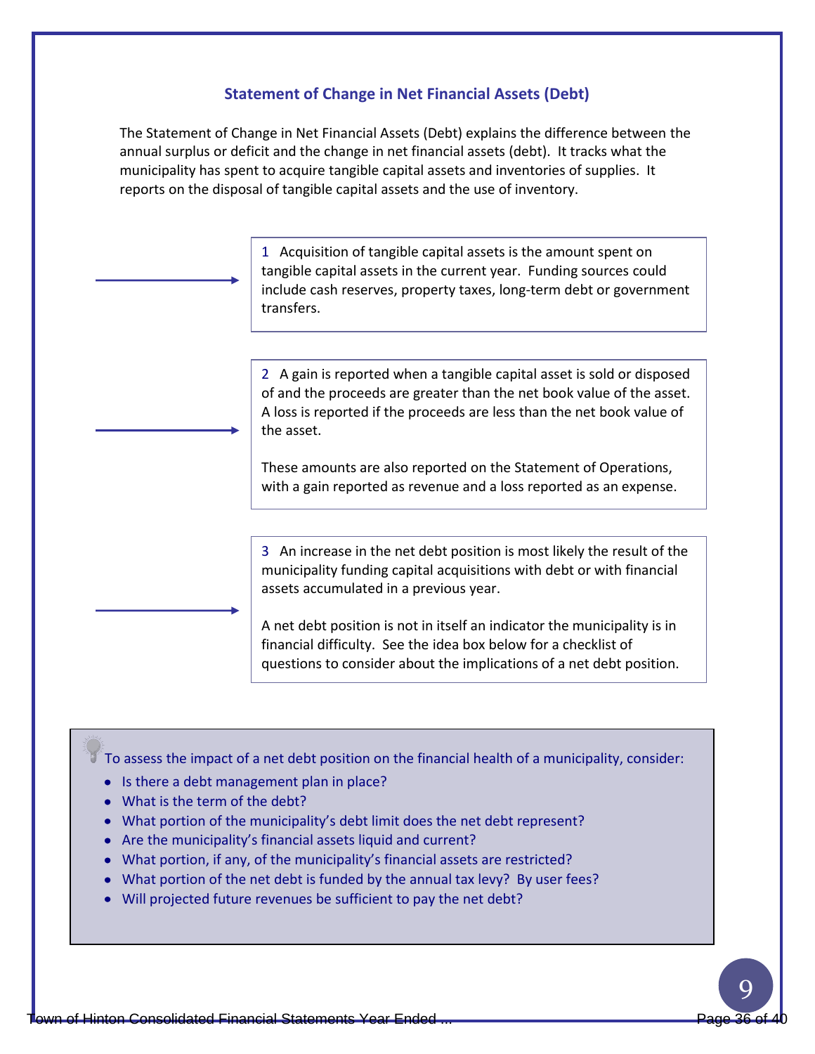### Statement of Change in Net Financial Assets (Debt)

The Statement of Change in Net Financial Assets (Debt) explains the difference between the annual surplus or deficit and the change in net financial assets (debt). It tracks what the municipality has spent to acquire tangible capital assets and inventories of supplies. It reports on the disposal of tangible capital assets and the use of inventory.

1 Acquisition of tangible capital assets is the amount spent on tangible capital assets in the current year. Funding sources could include cash reserves, property taxes, long-term debt or government transfers.

2 A gain is reported when a tangible capital asset is sold or disposed of and the proceeds are greater than the net book value of the asset. A loss is reported if the proceeds are less than the net book value of the asset.

These amounts are also reported on the Statement of Operations, with a gain reported as revenue and a loss reported as an expense.

3 An increase in the net debt position is most likely the result of the municipality funding capital acquisitions with debt or with financial assets accumulated in a previous year.

A net debt position is not in itself an indicator the municipality is in financial difficulty. See the idea box below for a checklist of questions to consider about the implications of a net debt position.

To assess the impact of a net debt position on the financial health of a municipality, consider:

- Is there a debt management plan in place?
- What is the term of the debt?
- What portion of the municipality's debt limit does the net debt represent?
- Are the municipality's financial assets liquid and current?
- What portion, if any, of the municipality's financial assets are restricted?
- What portion of the net debt is funded by the annual tax levy? By user fees?
- Will projected future revenues be sufficient to pay the net debt?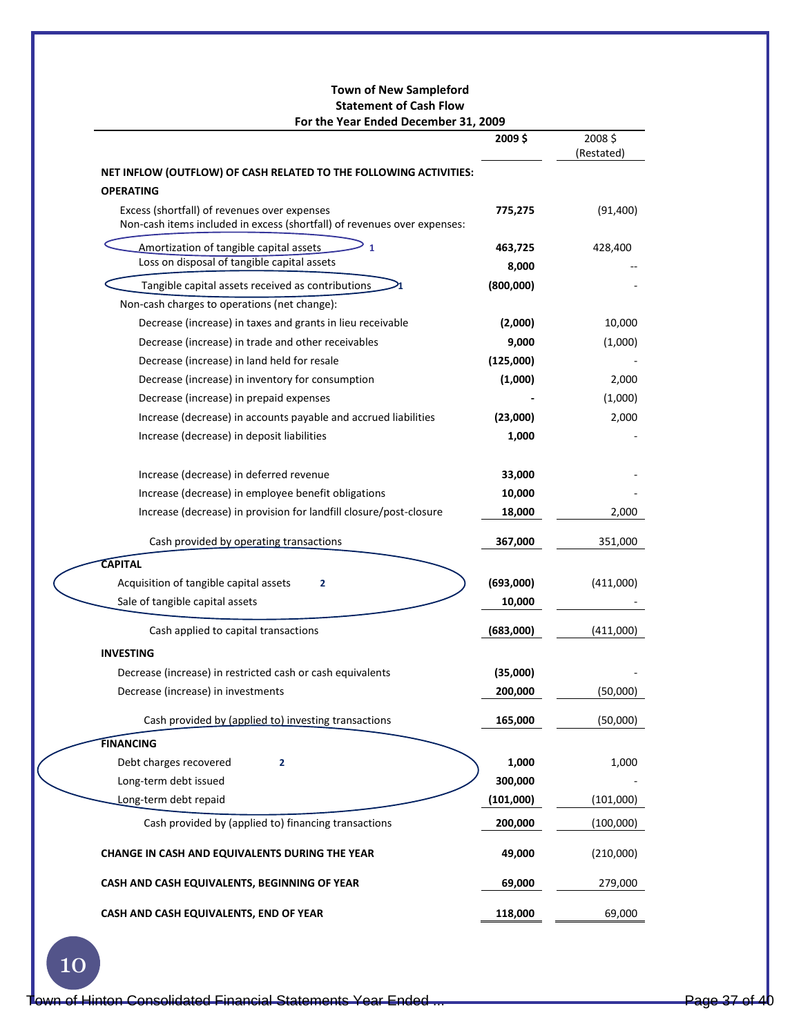**Town of New Sampleford**
**Statement of Cash Flow**
**For the Year Ended December 31, 2009**

| | 2009 $ | 2008 $ (Restated) |
|---|---|---|
| **NET INFLOW (OUTFLOW) OF CASH RELATED TO THE FOLLOWING ACTIVITIES:** | | |
| **OPERATING** | | |
| Excess (shortfall) of revenues over expenses | **775,275** | (91,400) |
| Non-cash items included in excess (shortfall) of revenues over expenses: | | |
| Amortization of tangible capital assets 1 | **463,725** | 428,400 |
| Loss on disposal of tangible capital assets | **8,000** | -- |
| Tangible capital assets received as contributions 1 | **(800,000)** | - |
| Non-cash charges to operations (net change): | | |
| Decrease (increase) in taxes and grants in lieu receivable | **(2,000)** | 10,000 |
| Decrease (increase) in trade and other receivables | **9,000** | (1,000) |
| Decrease (increase) in land held for resale | **(125,000)** | - |
| Decrease (increase) in inventory for consumption | **(1,000)** | 2,000 |
| Decrease (increase) in prepaid expenses | **-** | (1,000) |
| Increase (decrease) in accounts payable and accrued liabilities | **(23,000)** | 2,000 |
| Increase (decrease) in deposit liabilities | **1,000** | - |
| Increase (decrease) in deferred revenue | **33,000** | - |
| Increase (decrease) in employee benefit obligations | **10,000** | - |
| Increase (decrease) in provision for landfill closure/post-closure | **18,000** | 2,000 |
| Cash provided by operating transactions | **367,000** | 351,000 |
| **CAPITAL** | | |
| Acquisition of tangible capital assets 2 | **(693,000)** | (411,000) |
| Sale of tangible capital assets | **10,000** | - |
| Cash applied to capital transactions | **(683,000)** | (411,000) |
| **INVESTING** | | |
| Decrease (increase) in restricted cash or cash equivalents | **(35,000)** | - |
| Decrease (increase) in investments | **200,000** | (50,000) |
| Cash provided by (applied to) investing transactions | **165,000** | (50,000) |
| **FINANCING** | | |
| Debt charges recovered 2 | **1,000** | 1,000 |
| Long-term debt issued | **300,000** | - |
| Long-term debt repaid | **(101,000)** | (101,000) |
| Cash provided by (applied to) financing transactions | **200,000** | (100,000) |
| **CHANGE IN CASH AND EQUIVALENTS DURING THE YEAR** | **49,000** | (210,000) |
| **CASH AND CASH EQUIVALENTS, BEGINNING OF YEAR** | **69,000** | 279,000 |
| **CASH AND CASH EQUIVALENTS, END OF YEAR** | **118,000** | 69,000 |

10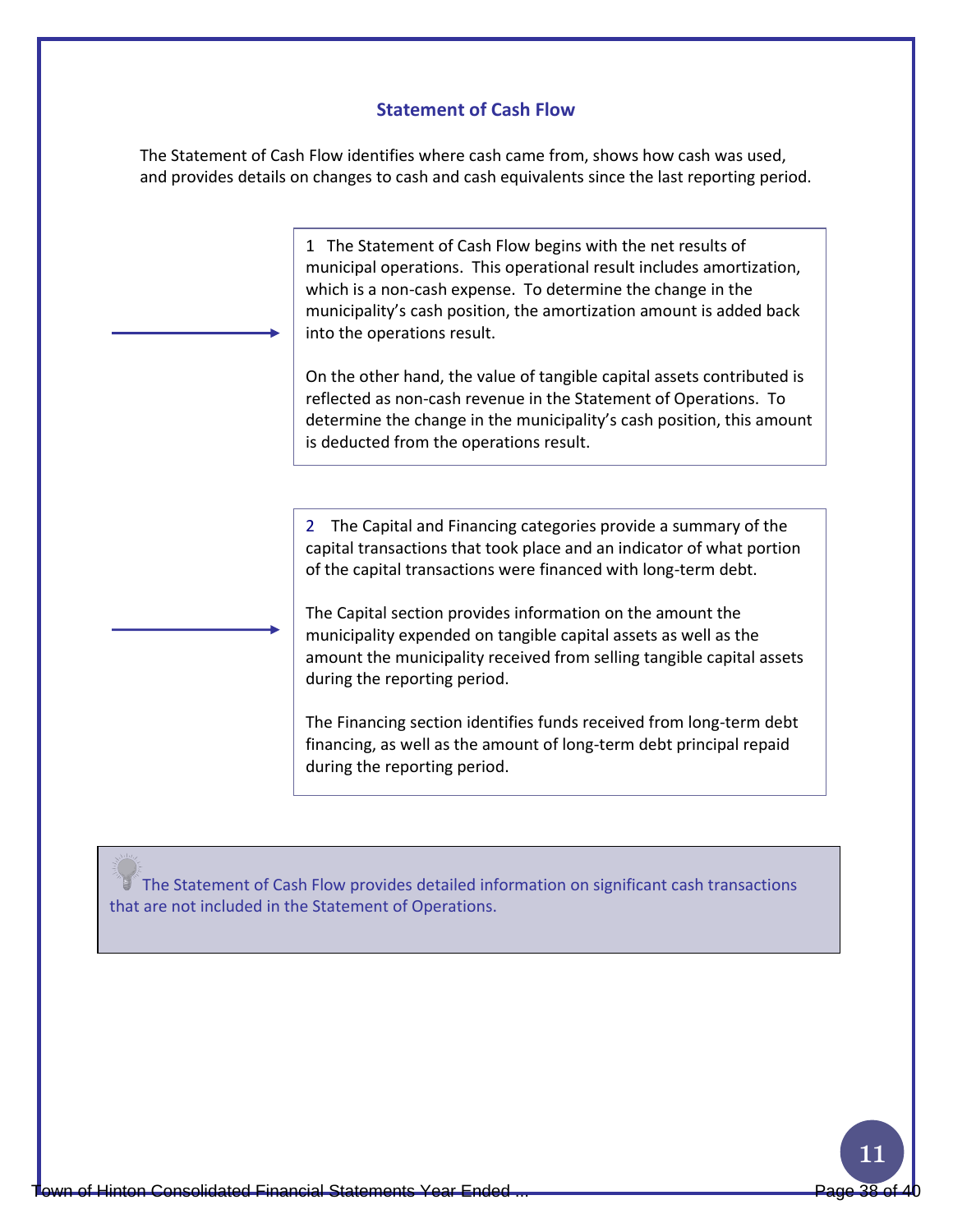## Statement of Cash Flow

The Statement of Cash Flow identifies where cash came from, shows how cash was used, and provides details on changes to cash and cash equivalents since the last reporting period.

1 The Statement of Cash Flow begins with the net results of municipal operations. This operational result includes amortization, which is a non-cash expense. To determine the change in the municipality's cash position, the amortization amount is added back into the operations result.

On the other hand, the value of tangible capital assets contributed is reflected as non-cash revenue in the Statement of Operations. To determine the change in the municipality's cash position, this amount is deducted from the operations result.

2 The Capital and Financing categories provide a summary of the capital transactions that took place and an indicator of what portion of the capital transactions were financed with long-term debt.

The Capital section provides information on the amount the municipality expended on tangible capital assets as well as the amount the municipality received from selling tangible capital assets during the reporting period.

The Financing section identifies funds received from long-term debt financing, as well as the amount of long-term debt principal repaid during the reporting period.

The Statement of Cash Flow provides detailed information on significant cash transactions that are not included in the Statement of Operations.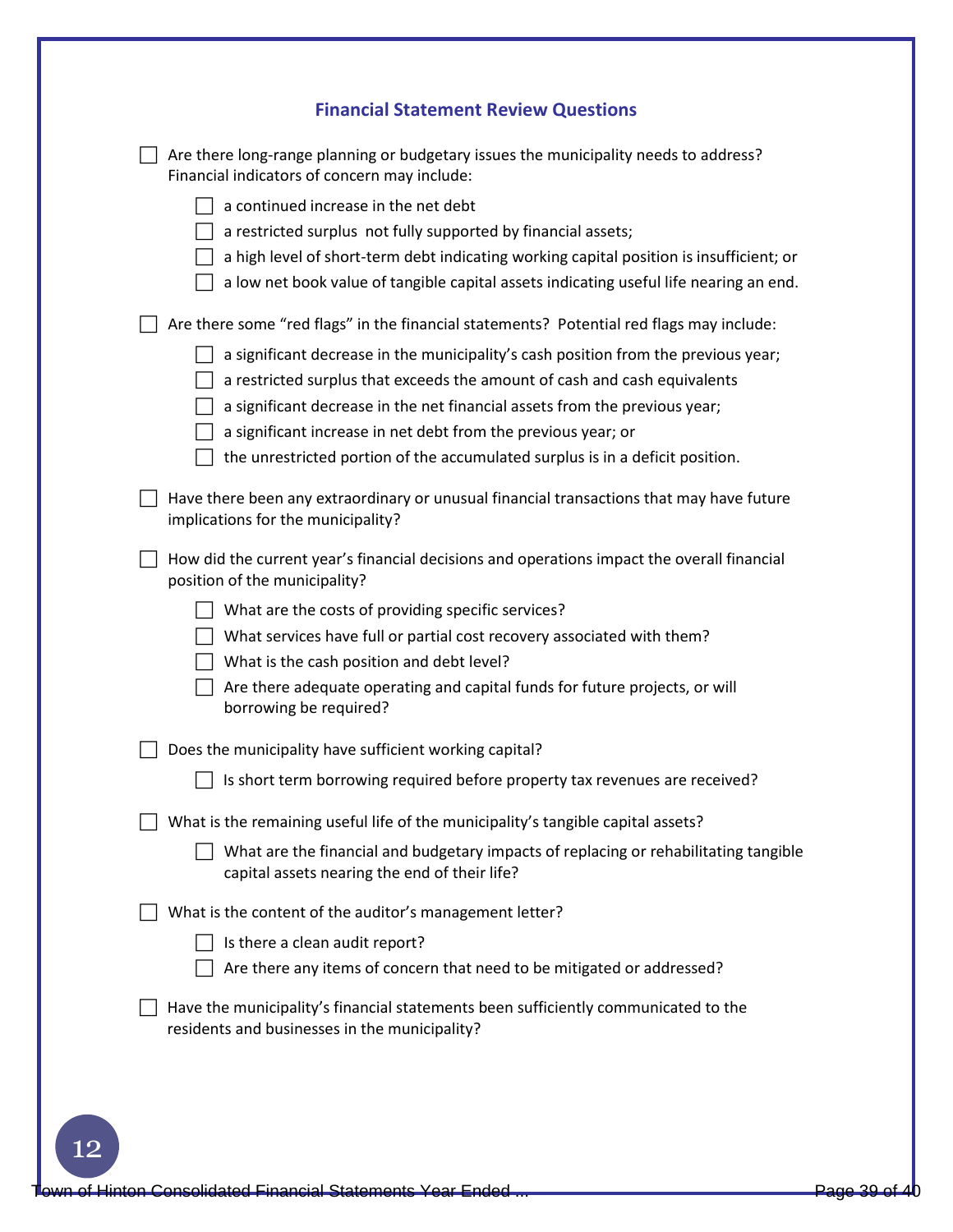## Financial Statement Review Questions

- [ ] Are there long-range planning or budgetary issues the municipality needs to address? Financial indicators of concern may include:
  - [ ] a continued increase in the net debt
  - [ ] a restricted surplus  not fully supported by financial assets;
  - [ ] a high level of short-term debt indicating working capital position is insufficient; or
  - [ ] a low net book value of tangible capital assets indicating useful life nearing an end.

- [ ] Are there some "red flags" in the financial statements?  Potential red flags may include:
  - [ ] a significant decrease in the municipality's cash position from the previous year;
  - [ ] a restricted surplus that exceeds the amount of cash and cash equivalents
  - [ ] a significant decrease in the net financial assets from the previous year;
  - [ ] a significant increase in net debt from the previous year; or
  - [ ] the unrestricted portion of the accumulated surplus is in a deficit position.

- [ ] Have there been any extraordinary or unusual financial transactions that may have future implications for the municipality?

- [ ] How did the current year's financial decisions and operations impact the overall financial position of the municipality?
  - [ ] What are the costs of providing specific services?
  - [ ] What services have full or partial cost recovery associated with them?
  - [ ] What is the cash position and debt level?
  - [ ] Are there adequate operating and capital funds for future projects, or will borrowing be required?

- [ ] Does the municipality have sufficient working capital?
  - [ ] Is short term borrowing required before property tax revenues are received?

- [ ] What is the remaining useful life of the municipality's tangible capital assets?
  - [ ] What are the financial and budgetary impacts of replacing or rehabilitating tangible capital assets nearing the end of their life?

- [ ] What is the content of the auditor's management letter?
  - [ ] Is there a clean audit report?
  - [ ] Are there any items of concern that need to be mitigated or addressed?

- [ ] Have the municipality's financial statements been sufficiently communicated to the residents and businesses in the municipality?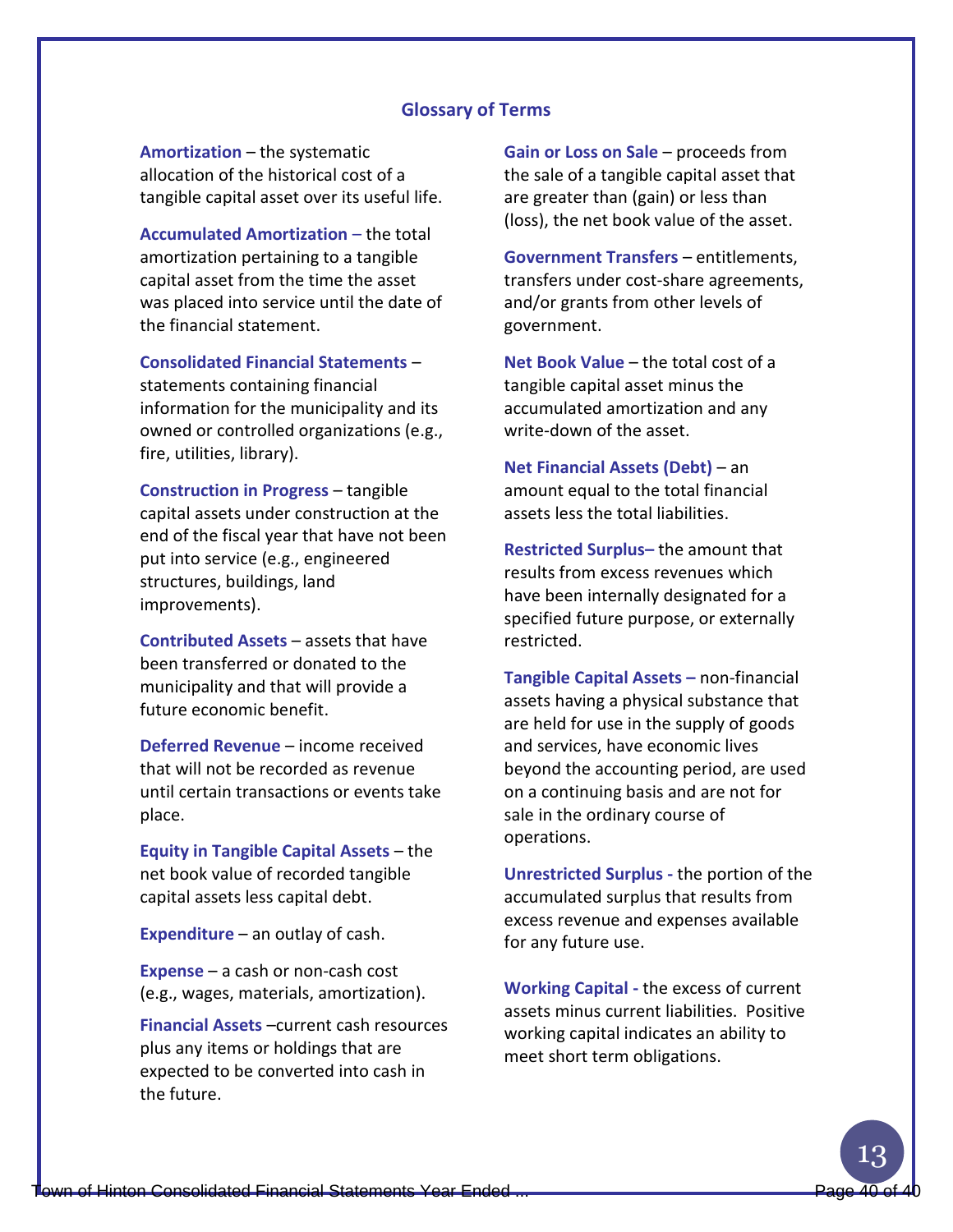## Glossary of Terms

**Amortization** – the systematic allocation of the historical cost of a tangible capital asset over its useful life.

**Accumulated Amortization** – the total amortization pertaining to a tangible capital asset from the time the asset was placed into service until the date of the financial statement.

**Consolidated Financial Statements** – statements containing financial information for the municipality and its owned or controlled organizations (e.g., fire, utilities, library).

**Construction in Progress** – tangible capital assets under construction at the end of the fiscal year that have not been put into service (e.g., engineered structures, buildings, land improvements).

**Contributed Assets** – assets that have been transferred or donated to the municipality and that will provide a future economic benefit.

**Deferred Revenue** – income received that will not be recorded as revenue until certain transactions or events take place.

**Equity in Tangible Capital Assets** – the net book value of recorded tangible capital assets less capital debt.

**Expenditure** – an outlay of cash.

**Expense** – a cash or non-cash cost (e.g., wages, materials, amortization).

**Financial Assets** –current cash resources plus any items or holdings that are expected to be converted into cash in the future.

**Gain or Loss on Sale** – proceeds from the sale of a tangible capital asset that are greater than (gain) or less than (loss), the net book value of the asset.

**Government Transfers** – entitlements, transfers under cost-share agreements, and/or grants from other levels of government.

**Net Book Value** – the total cost of a tangible capital asset minus the accumulated amortization and any write-down of the asset.

**Net Financial Assets (Debt)** – an amount equal to the total financial assets less the total liabilities.

**Restricted Surplus**– the amount that results from excess revenues which have been internally designated for a specified future purpose, or externally restricted.

**Tangible Capital Assets** – non-financial assets having a physical substance that are held for use in the supply of goods and services, have economic lives beyond the accounting period, are used on a continuing basis and are not for sale in the ordinary course of operations.

**Unrestricted Surplus** - the portion of the accumulated surplus that results from excess revenue and expenses available for any future use.

**Working Capital** - the excess of current assets minus current liabilities. Positive working capital indicates an ability to meet short term obligations.